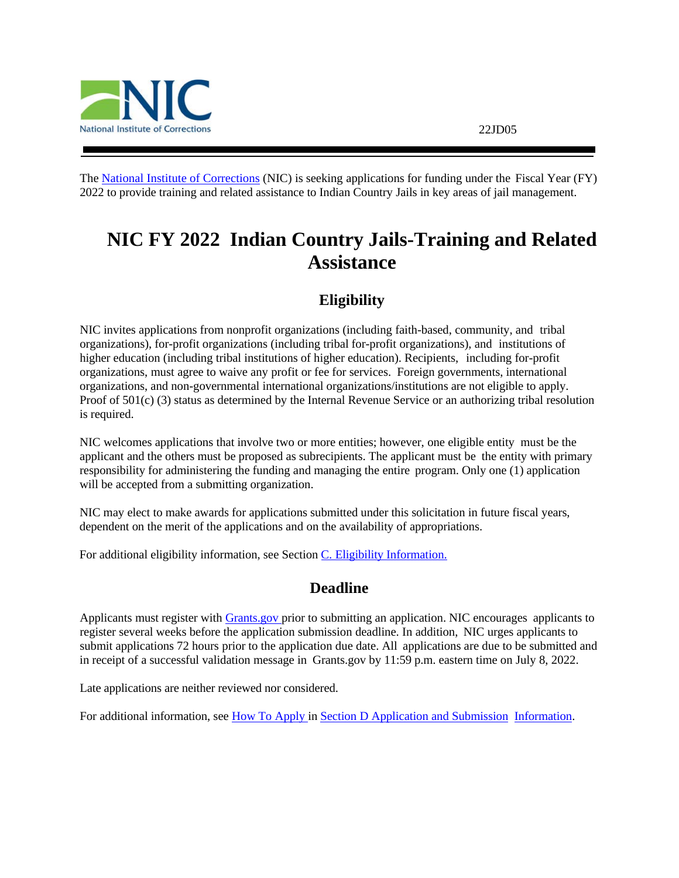National Institute of Corrections

22JD05

The National Institute of Corrections (NIC) is seeking applications for funding under the Fiscal Year (FY) 2022 to provide training and related assistance to Indian Country Jails in key areas of jail management.

# NIC FY 2022 Indian Country Jails-Training and Related Assistance

## Eligibility

NIC invites applications from nonprofit organizations (including faith-based, community, and tribal organizations), for-profit organizations (including tribal for-profit organizations), and institutions of higher education (including tribal institutions of higher education). Recipients, including for-profit organizations, must agree to waive any profit or fee for services. Foreign governments, international organizations, and non-governmental international organizations/institutions are not eligible to apply. Proof of 501(c) (3) status as determined by the Internal Revenue Service or an authorizing tribal resolution is required.

NIC welcomes applications that involve two or more entities; however, one eligible entity must be the applicant and the others must be proposed as subrecipients. The applicant must be the entity with primary responsibility for administering the funding and managing the entire program. Only one (1) application will be accepted from a submitting organization.

NIC may elect to make awards for applications submitted under this solicitation in future fiscal years, dependent on the merit of the applications and on the availability of appropriations.

For additional eligibility information, see Section C. Eligibility Information.

## Deadline

Applicants must register with Grants.gov prior to submitting an application. NIC encourages applicants to register several weeks before the application submission deadline. In addition, NIC urges applicants to submit applications 72 hours prior to the application due date. All applications are due to be submitted and in receipt of a successful validation message in Grants.gov by 11:59 p.m. eastern time on July 8, 2022.

Late applications are neither reviewed nor considered.

For additional information, see How To Apply in Section D Application and Submission Information.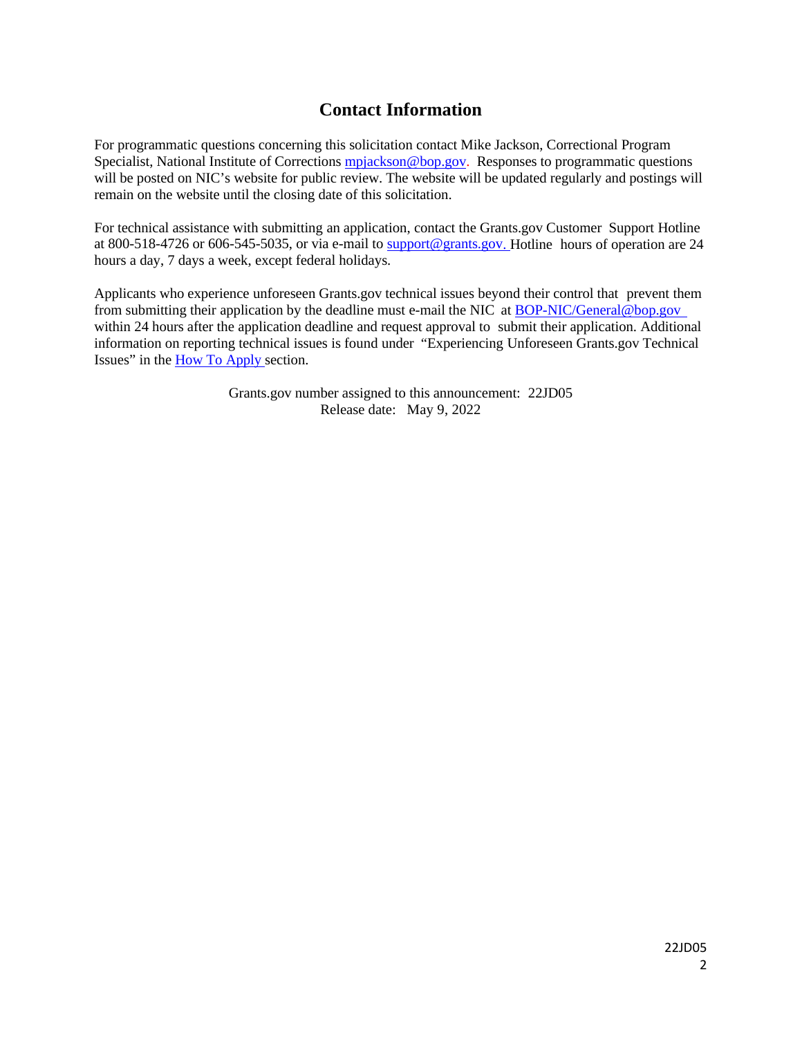## Contact Information

For programmatic questions concerning this solicitation contact Mike Jackson, Correctional Program Specialist, National Institute of Corrections mpjackson@bop.gov. Responses to programmatic questions will be posted on NIC's website for public review. The website will be updated regularly and postings will remain on the website until the closing date of this solicitation.

For technical assistance with submitting an application, contact the Grants.gov Customer Support Hotline at 800-518-4726 or 606-545-5035, or via e-mail to support@grants.gov. Hotline hours of operation are 24 hours a day, 7 days a week, except federal holidays.

Applicants who experience unforeseen Grants.gov technical issues beyond their control that prevent them from submitting their application by the deadline must e-mail the NIC at BOP-NIC/General@bop.gov within 24 hours after the application deadline and request approval to submit their application. Additional information on reporting technical issues is found under "Experiencing Unforeseen Grants.gov Technical Issues" in the How To Apply section.

Grants.gov number assigned to this announcement: 22JD05
Release date: May 9, 2022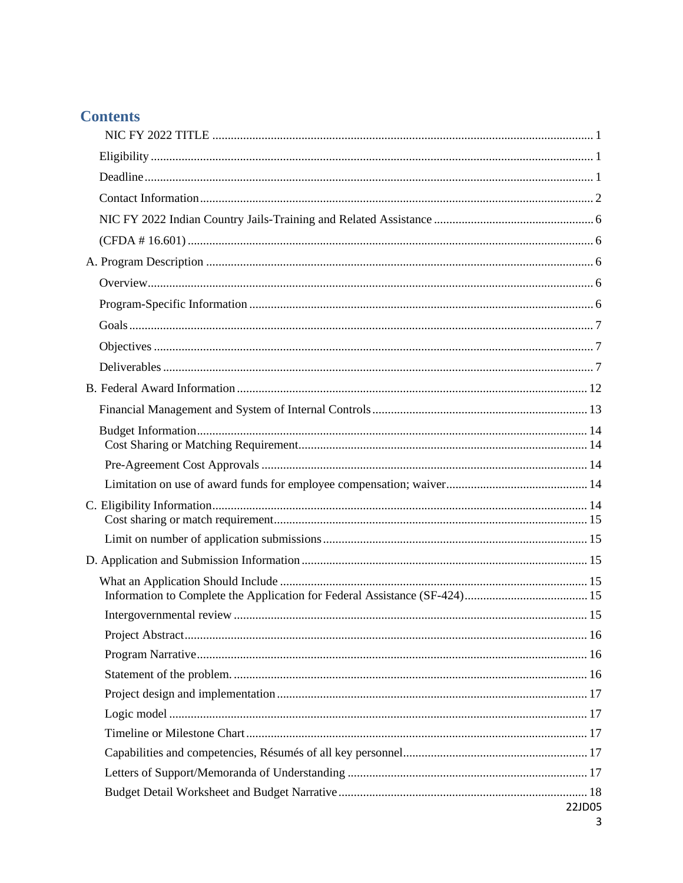# Contents

NIC FY 2022 TITLE ........................................................................................................... 1

Eligibility ............................................................................................................................. 1

Deadline ................................................................................................................................ 1

Contact Information ............................................................................................................. 2

NIC FY 2022 Indian Country Jails-Training and Related Assistance ................................................... 6

(CFDA # 16.601) .................................................................................................................. 6

A. Program Description ......................................................................................................... 6

Overview ............................................................................................................................... 6

Program-Specific Information .............................................................................................. 6

Goals ..................................................................................................................................... 7

Objectives ............................................................................................................................. 7

Deliverables .......................................................................................................................... 7

B. Federal Award Information ............................................................................................. 12

Financial Management and System of Internal Controls ..................................................... 13

Budget Information .............................................................................................................. 14

Cost Sharing or Matching Requirement ............................................................................... 14

Pre-Agreement Cost Approvals ........................................................................................... 14

Limitation on use of award funds for employee compensation; waiver ............................... 14

C. Eligibility Information ...................................................................................................... 14

Cost sharing or match requirement ...................................................................................... 15

Limit on number of application submissions ....................................................................... 15

D. Application and Submission Information ........................................................................ 15

What an Application Should Include ................................................................................... 15

Information to Complete the Application for Federal Assistance (SF-424) ........................ 15

Intergovernmental review .................................................................................................... 15

Project Abstract .................................................................................................................... 16

Program Narrative ................................................................................................................ 16

Statement of the problem. .................................................................................................... 16

Project design and implementation ...................................................................................... 17

Logic model ......................................................................................................................... 17

Timeline or Milestone Chart ................................................................................................ 17

Capabilities and competencies, Résumés of all key personnel ............................................. 17

Letters of Support/Memoranda of Understanding ............................................................... 17

Budget Detail Worksheet and Budget Narrative .................................................................. 18

22JD05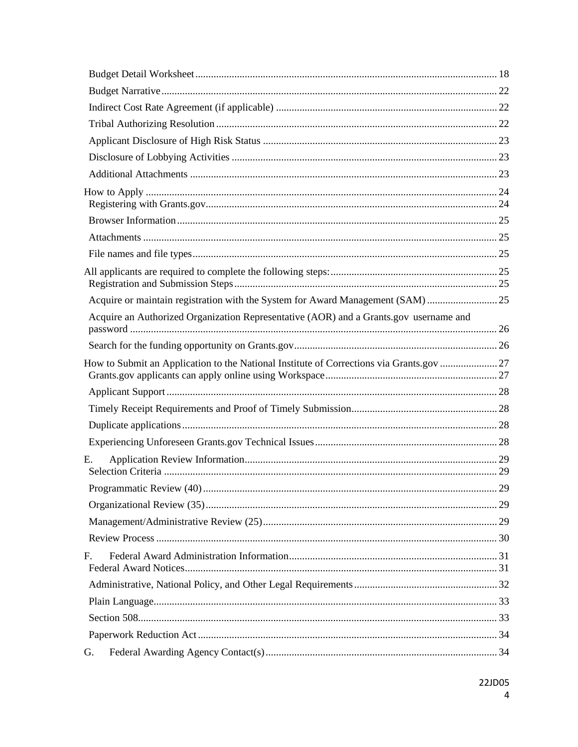- Budget Detail Worksheet ..... 18
- Budget Narrative ..... 22
- Indirect Cost Rate Agreement (if applicable) ..... 22
- Tribal Authorizing Resolution ..... 22
- Applicant Disclosure of High Risk Status ..... 23
- Disclosure of Lobbying Activities ..... 23
- Additional Attachments ..... 23

How to Apply ..... 24
- Registering with Grants.gov ..... 24
- Browser Information ..... 25
- Attachments ..... 25
- File names and file types ..... 25

All applicants are required to complete the following steps: ..... 25
- Registration and Submission Steps ..... 25
- Acquire or maintain registration with the System for Award Management (SAM) ..... 25
- Acquire an Authorized Organization Representative (AOR) and a Grants.gov username and password ..... 26
- Search for the funding opportunity on Grants.gov ..... 26

How to Submit an Application to the National Institute of Corrections via Grants.gov ..... 27
- Grants.gov applicants can apply online using Workspace ..... 27
- Applicant Support ..... 28
- Timely Receipt Requirements and Proof of Timely Submission ..... 28
- Duplicate applications ..... 28
- Experiencing Unforeseen Grants.gov Technical Issues ..... 28

E. Application Review Information ..... 29
- Selection Criteria ..... 29
- Programmatic Review (40) ..... 29
- Organizational Review (35) ..... 29
- Management/Administrative Review (25) ..... 29
- Review Process ..... 30

F. Federal Award Administration Information ..... 31
- Federal Award Notices ..... 31
- Administrative, National Policy, and Other Legal Requirements ..... 32
- Plain Language ..... 33
- Section 508 ..... 33
- Paperwork Reduction Act ..... 34

G. Federal Awarding Agency Contact(s) ..... 34

22JD05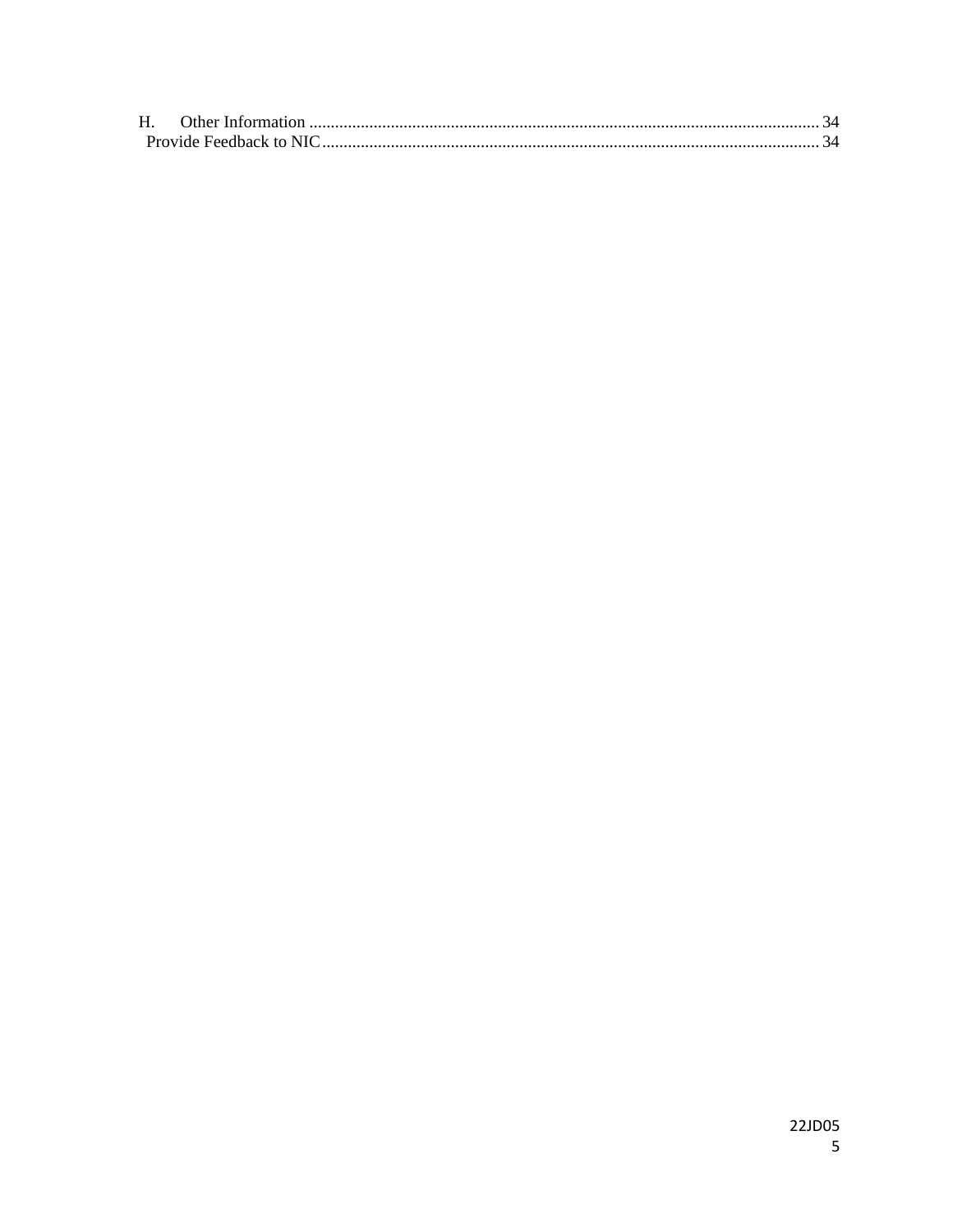H. Other Information ........................................................................................................................ 34
Provide Feedback to NIC..................................................................................................................... 34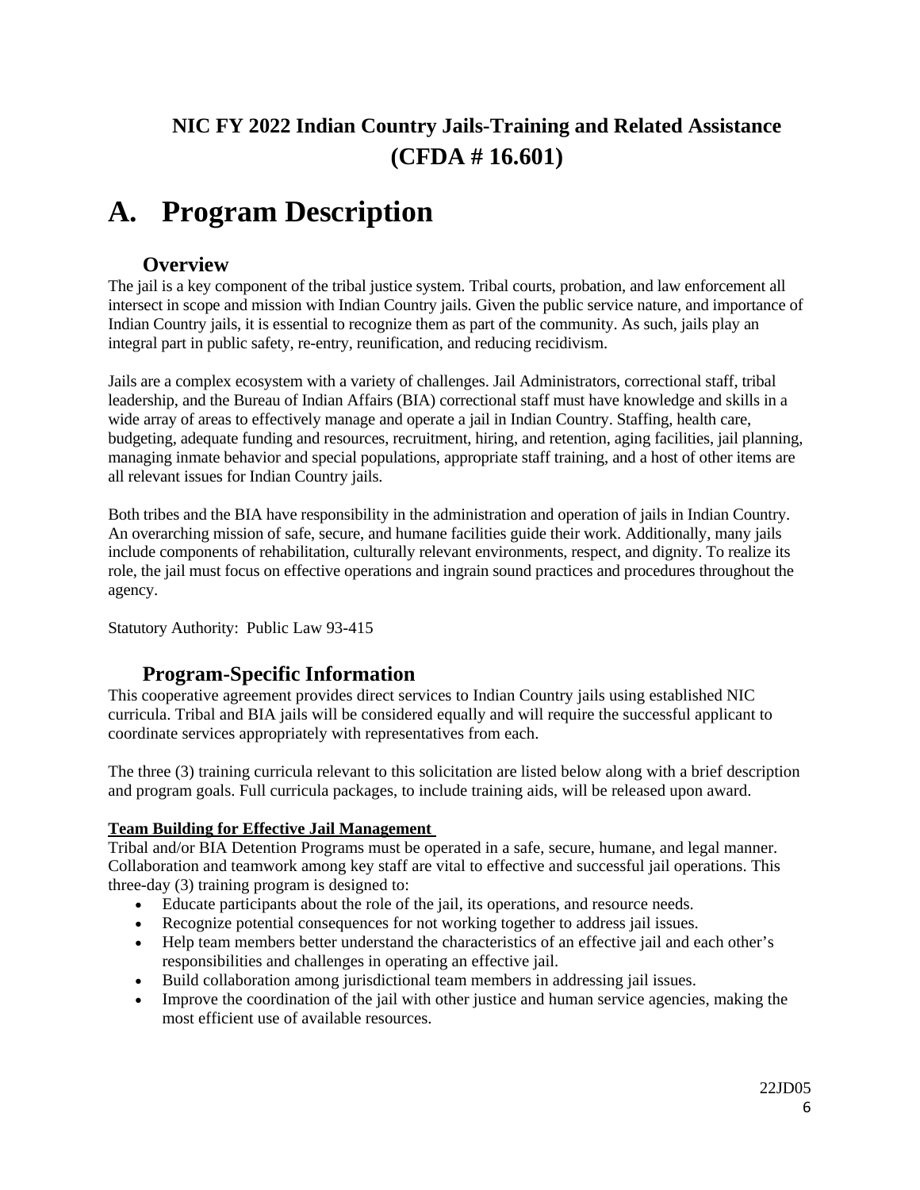## NIC FY 2022 Indian Country Jails-Training and Related Assistance (CFDA # 16.601)

# A. Program Description

### Overview

The jail is a key component of the tribal justice system. Tribal courts, probation, and law enforcement all intersect in scope and mission with Indian Country jails. Given the public service nature, and importance of Indian Country jails, it is essential to recognize them as part of the community. As such, jails play an integral part in public safety, re-entry, reunification, and reducing recidivism.

Jails are a complex ecosystem with a variety of challenges. Jail Administrators, correctional staff, tribal leadership, and the Bureau of Indian Affairs (BIA) correctional staff must have knowledge and skills in a wide array of areas to effectively manage and operate a jail in Indian Country. Staffing, health care, budgeting, adequate funding and resources, recruitment, hiring, and retention, aging facilities, jail planning, managing inmate behavior and special populations, appropriate staff training, and a host of other items are all relevant issues for Indian Country jails.

Both tribes and the BIA have responsibility in the administration and operation of jails in Indian Country. An overarching mission of safe, secure, and humane facilities guide their work. Additionally, many jails include components of rehabilitation, culturally relevant environments, respect, and dignity. To realize its role, the jail must focus on effective operations and ingrain sound practices and procedures throughout the agency.

Statutory Authority: Public Law 93-415

### Program-Specific Information

This cooperative agreement provides direct services to Indian Country jails using established NIC curricula. Tribal and BIA jails will be considered equally and will require the successful applicant to coordinate services appropriately with representatives from each.

The three (3) training curricula relevant to this solicitation are listed below along with a brief description and program goals. Full curricula packages, to include training aids, will be released upon award.

**Team Building for Effective Jail Management**

Tribal and/or BIA Detention Programs must be operated in a safe, secure, humane, and legal manner. Collaboration and teamwork among key staff are vital to effective and successful jail operations. This three-day (3) training program is designed to:

- Educate participants about the role of the jail, its operations, and resource needs.
- Recognize potential consequences for not working together to address jail issues.
- Help team members better understand the characteristics of an effective jail and each other's responsibilities and challenges in operating an effective jail.
- Build collaboration among jurisdictional team members in addressing jail issues.
- Improve the coordination of the jail with other justice and human service agencies, making the most efficient use of available resources.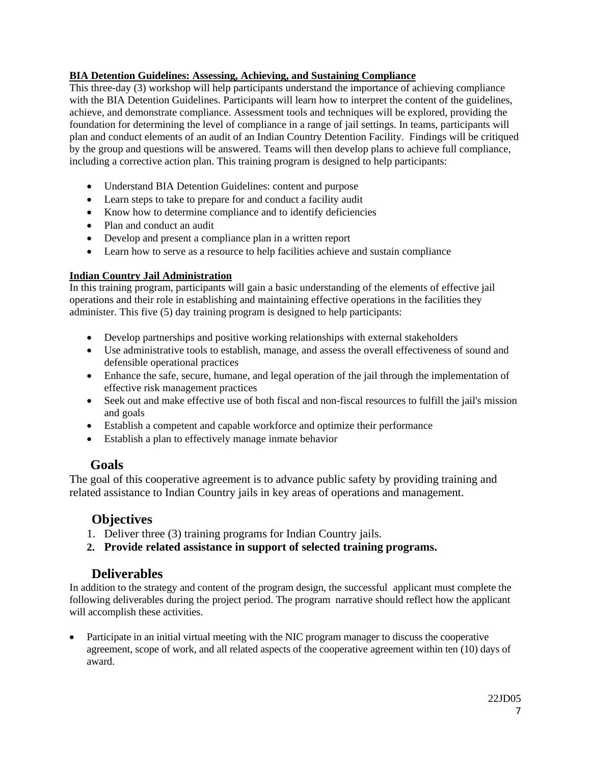**BIA Detention Guidelines: Assessing, Achieving, and Sustaining Compliance**

This three-day (3) workshop will help participants understand the importance of achieving compliance with the BIA Detention Guidelines. Participants will learn how to interpret the content of the guidelines, achieve, and demonstrate compliance. Assessment tools and techniques will be explored, providing the foundation for determining the level of compliance in a range of jail settings. In teams, participants will plan and conduct elements of an audit of an Indian Country Detention Facility. Findings will be critiqued by the group and questions will be answered. Teams will then develop plans to achieve full compliance, including a corrective action plan. This training program is designed to help participants:

- Understand BIA Detention Guidelines: content and purpose
- Learn steps to take to prepare for and conduct a facility audit
- Know how to determine compliance and to identify deficiencies
- Plan and conduct an audit
- Develop and present a compliance plan in a written report
- Learn how to serve as a resource to help facilities achieve and sustain compliance

**Indian Country Jail Administration**

In this training program, participants will gain a basic understanding of the elements of effective jail operations and their role in establishing and maintaining effective operations in the facilities they administer. This five (5) day training program is designed to help participants:

- Develop partnerships and positive working relationships with external stakeholders
- Use administrative tools to establish, manage, and assess the overall effectiveness of sound and defensible operational practices
- Enhance the safe, secure, humane, and legal operation of the jail through the implementation of effective risk management practices
- Seek out and make effective use of both fiscal and non-fiscal resources to fulfill the jail's mission and goals
- Establish a competent and capable workforce and optimize their performance
- Establish a plan to effectively manage inmate behavior

## Goals

The goal of this cooperative agreement is to advance public safety by providing training and related assistance to Indian Country jails in key areas of operations and management.

## Objectives

1. Deliver three (3) training programs for Indian Country jails.
2. **Provide related assistance in support of selected training programs.**

## Deliverables

In addition to the strategy and content of the program design, the successful applicant must complete the following deliverables during the project period. The program narrative should reflect how the applicant will accomplish these activities.

- Participate in an initial virtual meeting with the NIC program manager to discuss the cooperative agreement, scope of work, and all related aspects of the cooperative agreement within ten (10) days of award.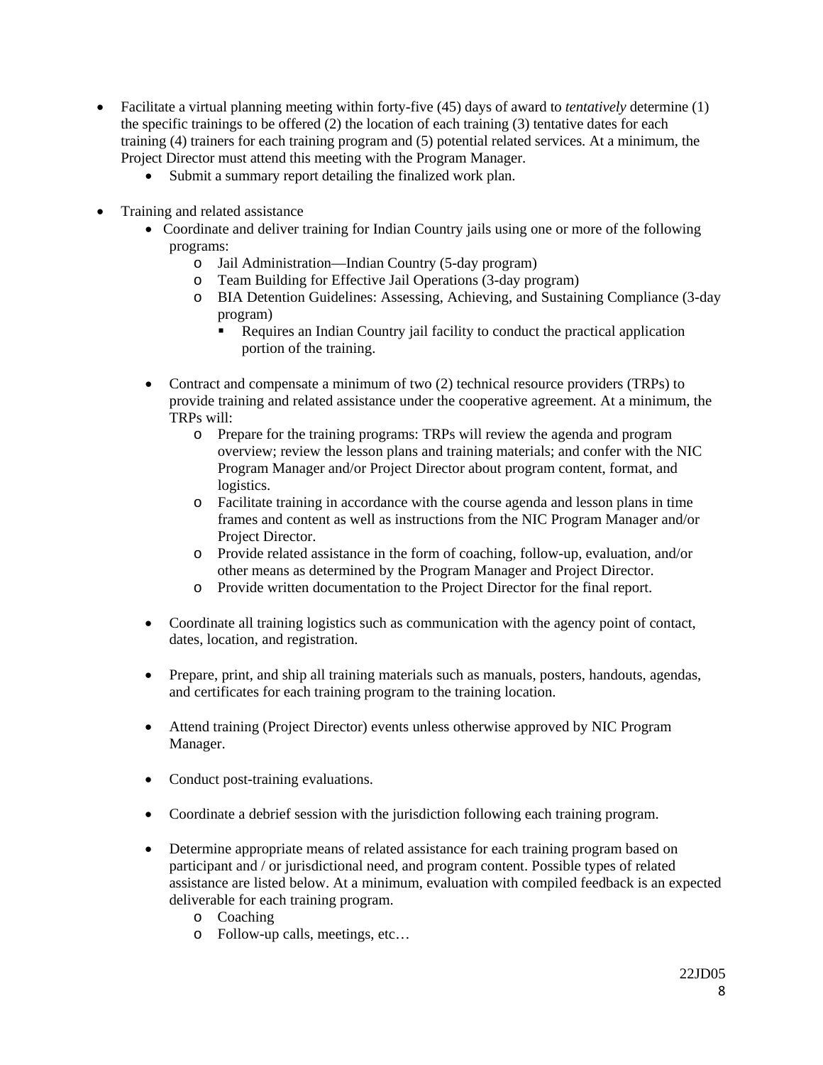- Facilitate a virtual planning meeting within forty-five (45) days of award to *tentatively* determine (1) the specific trainings to be offered (2) the location of each training (3) tentative dates for each training (4) trainers for each training program and (5) potential related services. At a minimum, the Project Director must attend this meeting with the Program Manager.
  - Submit a summary report detailing the finalized work plan.

- Training and related assistance
  - Coordinate and deliver training for Indian Country jails using one or more of the following programs:
    - Jail Administration—Indian Country (5-day program)
    - Team Building for Effective Jail Operations (3-day program)
    - BIA Detention Guidelines: Assessing, Achieving, and Sustaining Compliance (3-day program)
      - Requires an Indian Country jail facility to conduct the practical application portion of the training.

  - Contract and compensate a minimum of two (2) technical resource providers (TRPs) to provide training and related assistance under the cooperative agreement. At a minimum, the TRPs will:
    - Prepare for the training programs: TRPs will review the agenda and program overview; review the lesson plans and training materials; and confer with the NIC Program Manager and/or Project Director about program content, format, and logistics.
    - Facilitate training in accordance with the course agenda and lesson plans in time frames and content as well as instructions from the NIC Program Manager and/or Project Director.
    - Provide related assistance in the form of coaching, follow-up, evaluation, and/or other means as determined by the Program Manager and Project Director.
    - Provide written documentation to the Project Director for the final report.

  - Coordinate all training logistics such as communication with the agency point of contact, dates, location, and registration.

  - Prepare, print, and ship all training materials such as manuals, posters, handouts, agendas, and certificates for each training program to the training location.

  - Attend training (Project Director) events unless otherwise approved by NIC Program Manager.

  - Conduct post-training evaluations.

  - Coordinate a debrief session with the jurisdiction following each training program.

  - Determine appropriate means of related assistance for each training program based on participant and / or jurisdictional need, and program content. Possible types of related assistance are listed below. At a minimum, evaluation with compiled feedback is an expected deliverable for each training program.
    - Coaching
    - Follow-up calls, meetings, etc…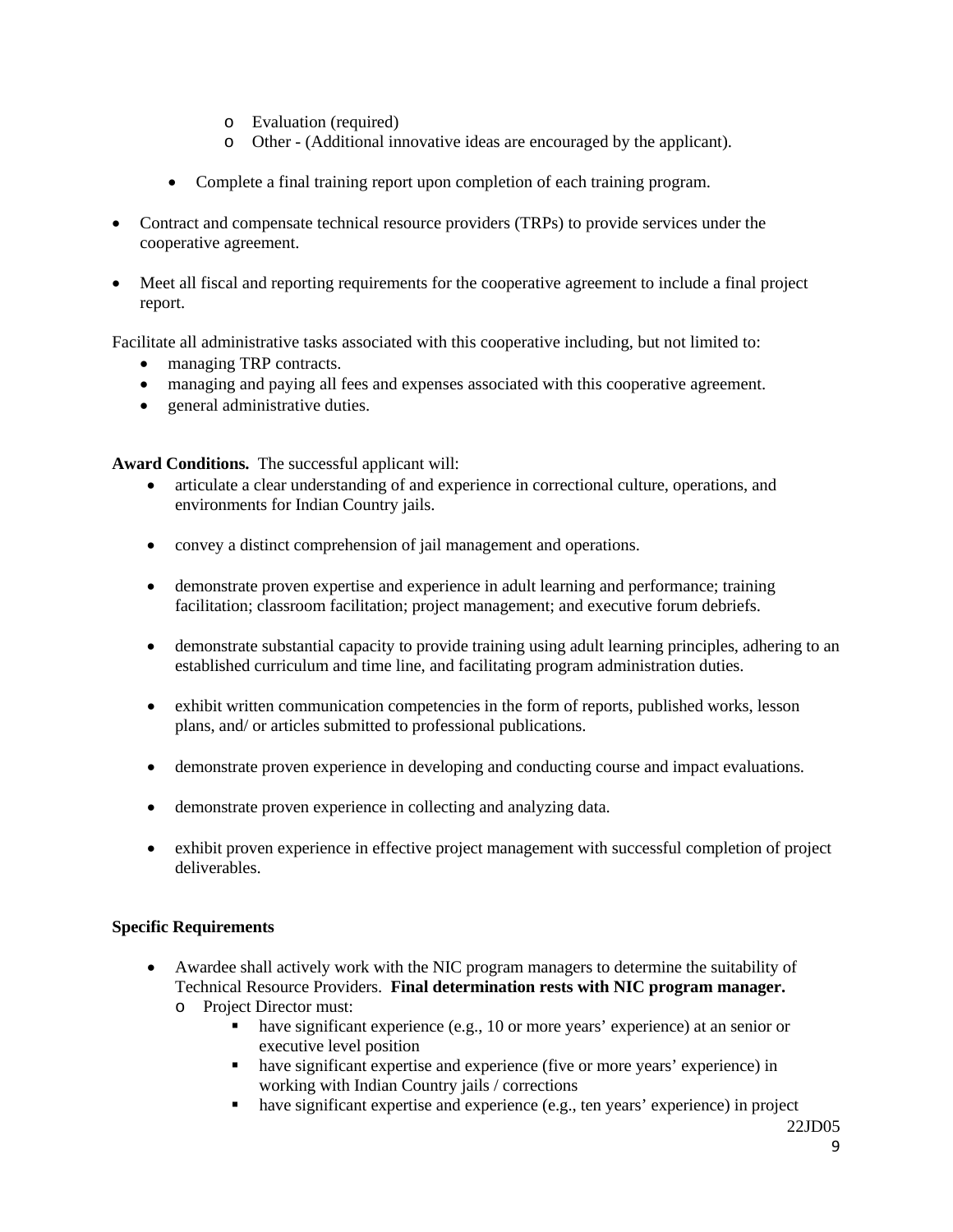- Evaluation (required)
  - Other - (Additional innovative ideas are encouraged by the applicant).

- Complete a final training report upon completion of each training program.

- Contract and compensate technical resource providers (TRPs) to provide services under the cooperative agreement.

- Meet all fiscal and reporting requirements for the cooperative agreement to include a final project report.

Facilitate all administrative tasks associated with this cooperative including, but not limited to:

- managing TRP contracts.
- managing and paying all fees and expenses associated with this cooperative agreement.
- general administrative duties.

**Award Conditions.** The successful applicant will:

- articulate a clear understanding of and experience in correctional culture, operations, and environments for Indian Country jails.

- convey a distinct comprehension of jail management and operations.

- demonstrate proven expertise and experience in adult learning and performance; training facilitation; classroom facilitation; project management; and executive forum debriefs.

- demonstrate substantial capacity to provide training using adult learning principles, adhering to an established curriculum and time line, and facilitating program administration duties.

- exhibit written communication competencies in the form of reports, published works, lesson plans, and/ or articles submitted to professional publications.

- demonstrate proven experience in developing and conducting course and impact evaluations.

- demonstrate proven experience in collecting and analyzing data.

- exhibit proven experience in effective project management with successful completion of project deliverables.

**Specific Requirements**

- Awardee shall actively work with the NIC program managers to determine the suitability of Technical Resource Providers. **Final determination rests with NIC program manager.**
  - Project Director must:
    - have significant experience (e.g., 10 or more years' experience) at an senior or executive level position
    - have significant expertise and experience (five or more years' experience) in working with Indian Country jails / corrections
    - have significant expertise and experience (e.g., ten years' experience) in project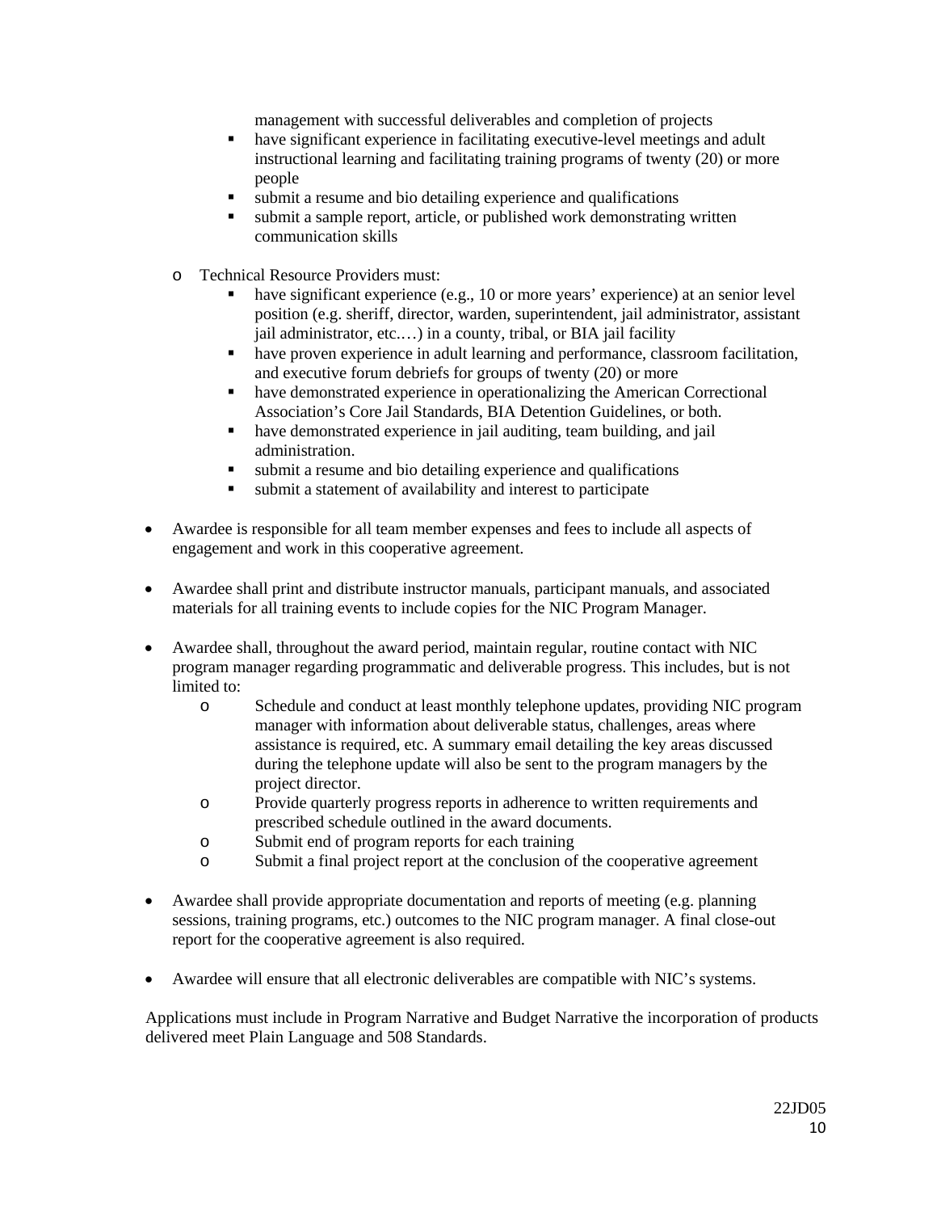- management with successful deliverables and completion of projects
    - have significant experience in facilitating executive-level meetings and adult instructional learning and facilitating training programs of twenty (20) or more people
    - submit a resume and bio detailing experience and qualifications
    - submit a sample report, article, or published work demonstrating written communication skills

  - Technical Resource Providers must:
    - have significant experience (e.g., 10 or more years' experience) at an senior level position (e.g. sheriff, director, warden, superintendent, jail administrator, assistant jail administrator, etc.…) in a county, tribal, or BIA jail facility
    - have proven experience in adult learning and performance, classroom facilitation, and executive forum debriefs for groups of twenty (20) or more
    - have demonstrated experience in operationalizing the American Correctional Association's Core Jail Standards, BIA Detention Guidelines, or both.
    - have demonstrated experience in jail auditing, team building, and jail administration.
    - submit a resume and bio detailing experience and qualifications
    - submit a statement of availability and interest to participate

- Awardee is responsible for all team member expenses and fees to include all aspects of engagement and work in this cooperative agreement.

- Awardee shall print and distribute instructor manuals, participant manuals, and associated materials for all training events to include copies for the NIC Program Manager.

- Awardee shall, throughout the award period, maintain regular, routine contact with NIC program manager regarding programmatic and deliverable progress. This includes, but is not limited to:
  - Schedule and conduct at least monthly telephone updates, providing NIC program manager with information about deliverable status, challenges, areas where assistance is required, etc. A summary email detailing the key areas discussed during the telephone update will also be sent to the program managers by the project director.
  - Provide quarterly progress reports in adherence to written requirements and prescribed schedule outlined in the award documents.
  - Submit end of program reports for each training
  - Submit a final project report at the conclusion of the cooperative agreement

- Awardee shall provide appropriate documentation and reports of meeting (e.g. planning sessions, training programs, etc.) outcomes to the NIC program manager. A final close-out report for the cooperative agreement is also required.

- Awardee will ensure that all electronic deliverables are compatible with NIC's systems.

Applications must include in Program Narrative and Budget Narrative the incorporation of products delivered meet Plain Language and 508 Standards.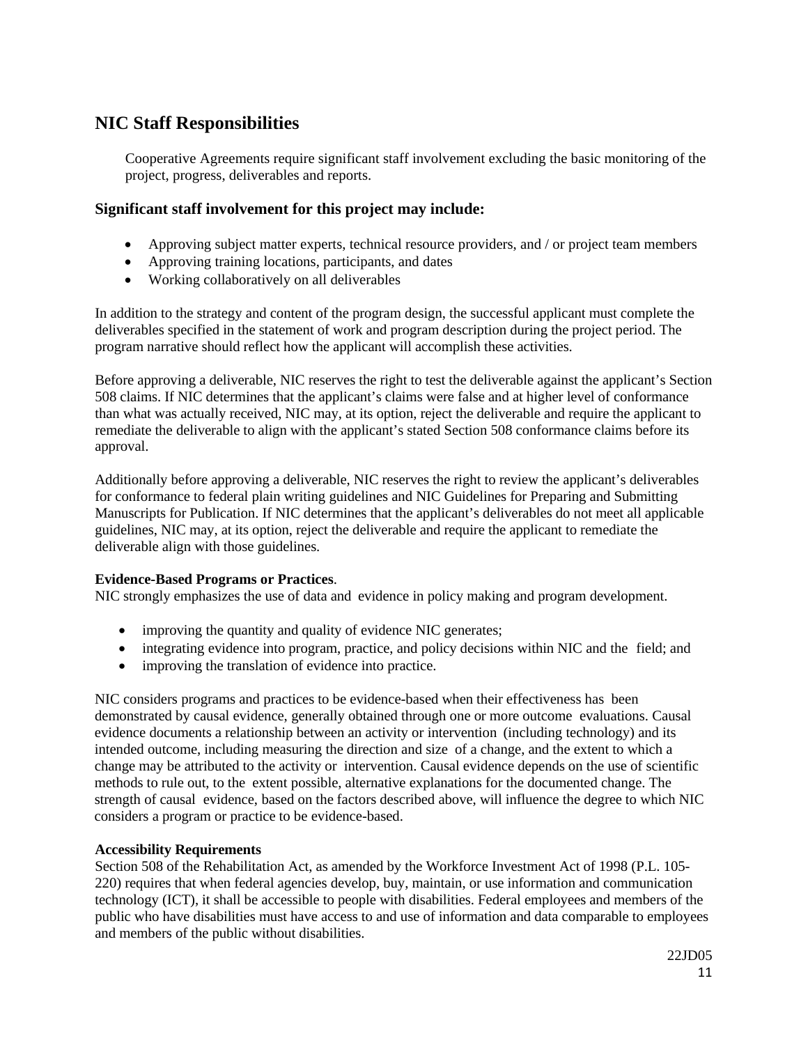## NIC Staff Responsibilities

Cooperative Agreements require significant staff involvement excluding the basic monitoring of the project, progress, deliverables and reports.

### Significant staff involvement for this project may include:

- Approving subject matter experts, technical resource providers, and / or project team members
- Approving training locations, participants, and dates
- Working collaboratively on all deliverables

In addition to the strategy and content of the program design, the successful applicant must complete the deliverables specified in the statement of work and program description during the project period. The program narrative should reflect how the applicant will accomplish these activities.

Before approving a deliverable, NIC reserves the right to test the deliverable against the applicant's Section 508 claims. If NIC determines that the applicant's claims were false and at higher level of conformance than what was actually received, NIC may, at its option, reject the deliverable and require the applicant to remediate the deliverable to align with the applicant's stated Section 508 conformance claims before its approval.

Additionally before approving a deliverable, NIC reserves the right to review the applicant's deliverables for conformance to federal plain writing guidelines and NIC Guidelines for Preparing and Submitting Manuscripts for Publication. If NIC determines that the applicant's deliverables do not meet all applicable guidelines, NIC may, at its option, reject the deliverable and require the applicant to remediate the deliverable align with those guidelines.

**Evidence-Based Programs or Practices**.
NIC strongly emphasizes the use of data and evidence in policy making and program development.

- improving the quantity and quality of evidence NIC generates;
- integrating evidence into program, practice, and policy decisions within NIC and the field; and
- improving the translation of evidence into practice.

NIC considers programs and practices to be evidence-based when their effectiveness has been demonstrated by causal evidence, generally obtained through one or more outcome evaluations. Causal evidence documents a relationship between an activity or intervention (including technology) and its intended outcome, including measuring the direction and size of a change, and the extent to which a change may be attributed to the activity or intervention. Causal evidence depends on the use of scientific methods to rule out, to the extent possible, alternative explanations for the documented change. The strength of causal evidence, based on the factors described above, will influence the degree to which NIC considers a program or practice to be evidence-based.

**Accessibility Requirements**
Section 508 of the Rehabilitation Act, as amended by the Workforce Investment Act of 1998 (P.L. 105-220) requires that when federal agencies develop, buy, maintain, or use information and communication technology (ICT), it shall be accessible to people with disabilities. Federal employees and members of the public who have disabilities must have access to and use of information and data comparable to employees and members of the public without disabilities.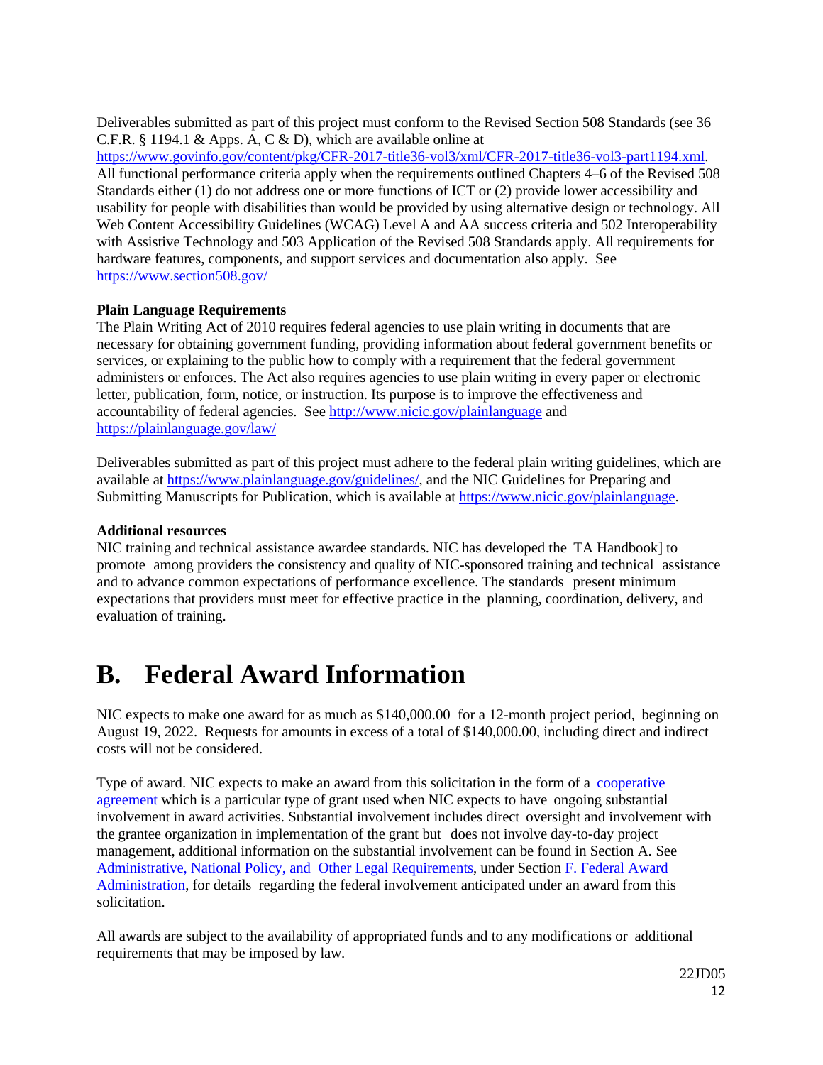Deliverables submitted as part of this project must conform to the Revised Section 508 Standards (see 36 C.F.R. § 1194.1 & Apps. A, C & D), which are available online at https://www.govinfo.gov/content/pkg/CFR-2017-title36-vol3/xml/CFR-2017-title36-vol3-part1194.xml. All functional performance criteria apply when the requirements outlined Chapters 4–6 of the Revised 508 Standards either (1) do not address one or more functions of ICT or (2) provide lower accessibility and usability for people with disabilities than would be provided by using alternative design or technology. All Web Content Accessibility Guidelines (WCAG) Level A and AA success criteria and 502 Interoperability with Assistive Technology and 503 Application of the Revised 508 Standards apply. All requirements for hardware features, components, and support services and documentation also apply. See https://www.section508.gov/

**Plain Language Requirements**
The Plain Writing Act of 2010 requires federal agencies to use plain writing in documents that are necessary for obtaining government funding, providing information about federal government benefits or services, or explaining to the public how to comply with a requirement that the federal government administers or enforces. The Act also requires agencies to use plain writing in every paper or electronic letter, publication, form, notice, or instruction. Its purpose is to improve the effectiveness and accountability of federal agencies. See http://www.nicic.gov/plainlanguage and https://plainlanguage.gov/law/

Deliverables submitted as part of this project must adhere to the federal plain writing guidelines, which are available at https://www.plainlanguage.gov/guidelines/, and the NIC Guidelines for Preparing and Submitting Manuscripts for Publication, which is available at https://www.nicic.gov/plainlanguage.

**Additional resources**
NIC training and technical assistance awardee standards. NIC has developed the TA Handbook] to promote among providers the consistency and quality of NIC-sponsored training and technical assistance and to advance common expectations of performance excellence. The standards present minimum expectations that providers must meet for effective practice in the planning, coordination, delivery, and evaluation of training.

# B. Federal Award Information

NIC expects to make one award for as much as $140,000.00 for a 12-month project period, beginning on August 19, 2022. Requests for amounts in excess of a total of $140,000.00, including direct and indirect costs will not be considered.

Type of award. NIC expects to make an award from this solicitation in the form of a cooperative agreement which is a particular type of grant used when NIC expects to have ongoing substantial involvement in award activities. Substantial involvement includes direct oversight and involvement with the grantee organization in implementation of the grant but does not involve day-to-day project management, additional information on the substantial involvement can be found in Section A. See Administrative, National Policy, and Other Legal Requirements, under Section F. Federal Award Administration, for details regarding the federal involvement anticipated under an award from this solicitation.

All awards are subject to the availability of appropriated funds and to any modifications or additional requirements that may be imposed by law.

22JD05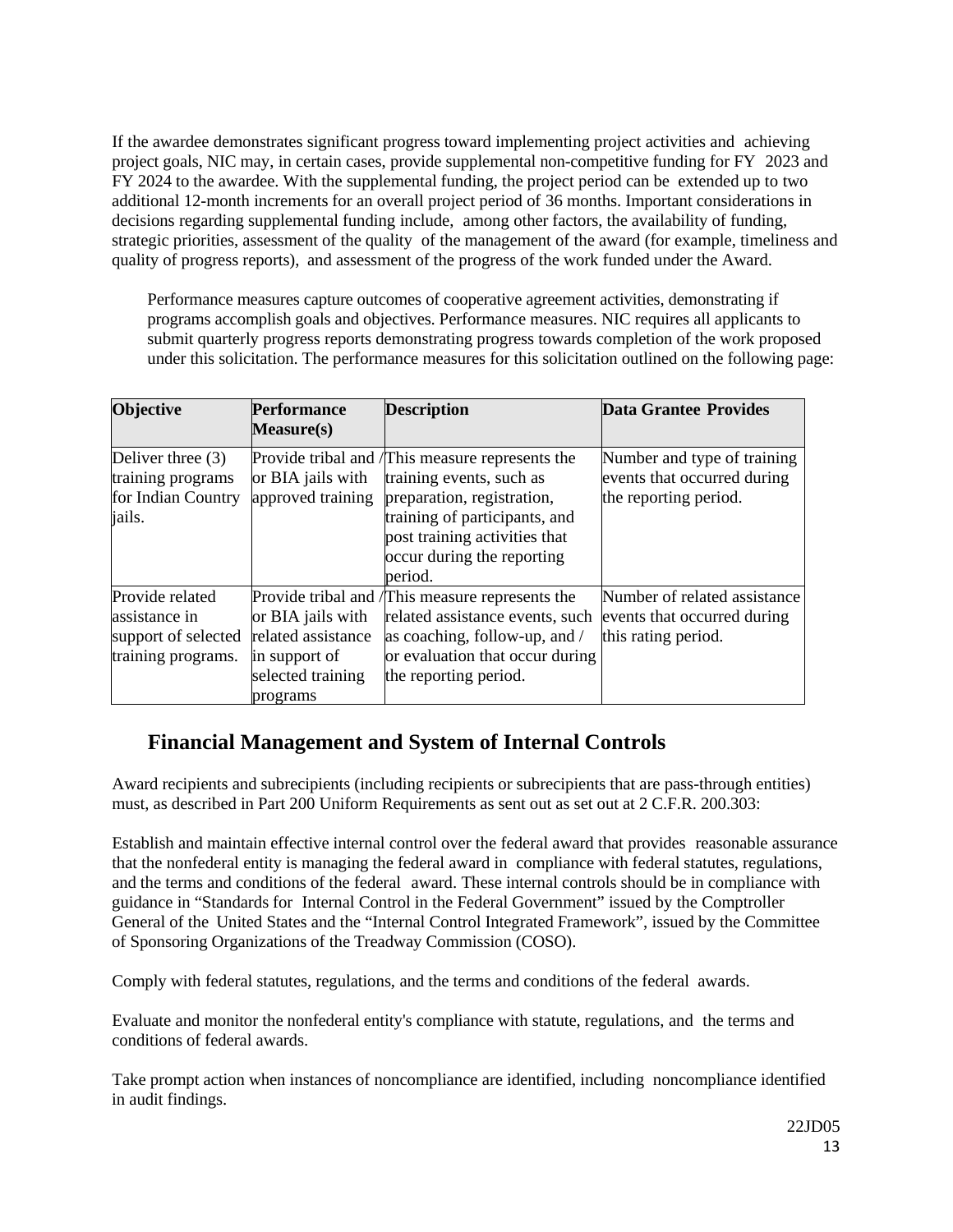If the awardee demonstrates significant progress toward implementing project activities and achieving project goals, NIC may, in certain cases, provide supplemental non-competitive funding for FY 2023 and FY 2024 to the awardee. With the supplemental funding, the project period can be extended up to two additional 12-month increments for an overall project period of 36 months. Important considerations in decisions regarding supplemental funding include, among other factors, the availability of funding, strategic priorities, assessment of the quality of the management of the award (for example, timeliness and quality of progress reports), and assessment of the progress of the work funded under the Award.

Performance measures capture outcomes of cooperative agreement activities, demonstrating if programs accomplish goals and objectives. Performance measures. NIC requires all applicants to submit quarterly progress reports demonstrating progress towards completion of the work proposed under this solicitation. The performance measures for this solicitation outlined on the following page:

| Objective | Performance Measure(s) | Description | Data Grantee Provides |
|---|---|---|---|
| Deliver three (3) training programs for Indian Country jails. | Provide tribal and / or BIA jails with approved training | This measure represents the training events, such as preparation, registration, training of participants, and post training activities that occur during the reporting period. | Number and type of training events that occurred during the reporting period. |
| Provide related assistance in support of selected training programs. | Provide tribal and / or BIA jails with related assistance in support of selected training programs | This measure represents the related assistance events, such as coaching, follow-up, and / or evaluation that occur during the reporting period. | Number of related assistance events that occurred during this rating period. |

## Financial Management and System of Internal Controls

Award recipients and subrecipients (including recipients or subrecipients that are pass-through entities) must, as described in Part 200 Uniform Requirements as sent out as set out at 2 C.F.R. 200.303:

Establish and maintain effective internal control over the federal award that provides reasonable assurance that the nonfederal entity is managing the federal award in compliance with federal statutes, regulations, and the terms and conditions of the federal award. These internal controls should be in compliance with guidance in "Standards for Internal Control in the Federal Government" issued by the Comptroller General of the United States and the "Internal Control Integrated Framework", issued by the Committee of Sponsoring Organizations of the Treadway Commission (COSO).

Comply with federal statutes, regulations, and the terms and conditions of the federal awards.

Evaluate and monitor the nonfederal entity's compliance with statute, regulations, and the terms and conditions of federal awards.

Take prompt action when instances of noncompliance are identified, including noncompliance identified in audit findings.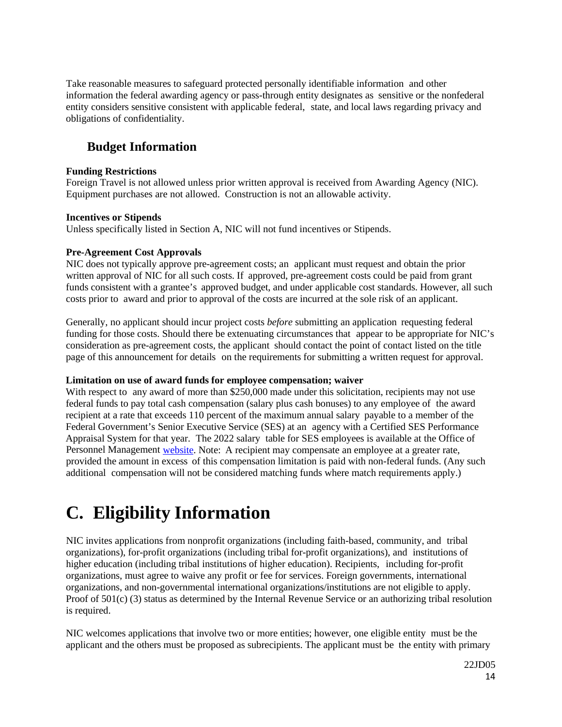Take reasonable measures to safeguard protected personally identifiable information and other information the federal awarding agency or pass-through entity designates as sensitive or the nonfederal entity considers sensitive consistent with applicable federal, state, and local laws regarding privacy and obligations of confidentiality.

## Budget Information

**Funding Restrictions**
Foreign Travel is not allowed unless prior written approval is received from Awarding Agency (NIC). Equipment purchases are not allowed. Construction is not an allowable activity.

**Incentives or Stipends**
Unless specifically listed in Section A, NIC will not fund incentives or Stipends.

**Pre-Agreement Cost Approvals**
NIC does not typically approve pre-agreement costs; an applicant must request and obtain the prior written approval of NIC for all such costs. If approved, pre-agreement costs could be paid from grant funds consistent with a grantee's approved budget, and under applicable cost standards. However, all such costs prior to award and prior to approval of the costs are incurred at the sole risk of an applicant.

Generally, no applicant should incur project costs *before* submitting an application requesting federal funding for those costs. Should there be extenuating circumstances that appear to be appropriate for NIC's consideration as pre-agreement costs, the applicant should contact the point of contact listed on the title page of this announcement for details on the requirements for submitting a written request for approval.

**Limitation on use of award funds for employee compensation; waiver**
With respect to any award of more than $250,000 made under this solicitation, recipients may not use federal funds to pay total cash compensation (salary plus cash bonuses) to any employee of the award recipient at a rate that exceeds 110 percent of the maximum annual salary payable to a member of the Federal Government's Senior Executive Service (SES) at an agency with a Certified SES Performance Appraisal System for that year. The 2022 salary table for SES employees is available at the Office of Personnel Management website. Note: A recipient may compensate an employee at a greater rate, provided the amount in excess of this compensation limitation is paid with non-federal funds. (Any such additional compensation will not be considered matching funds where match requirements apply.)

# C. Eligibility Information

NIC invites applications from nonprofit organizations (including faith-based, community, and tribal organizations), for-profit organizations (including tribal for-profit organizations), and institutions of higher education (including tribal institutions of higher education). Recipients, including for-profit organizations, must agree to waive any profit or fee for services. Foreign governments, international organizations, and non-governmental international organizations/institutions are not eligible to apply. Proof of 501(c) (3) status as determined by the Internal Revenue Service or an authorizing tribal resolution is required.

NIC welcomes applications that involve two or more entities; however, one eligible entity must be the applicant and the others must be proposed as subrecipients. The applicant must be the entity with primary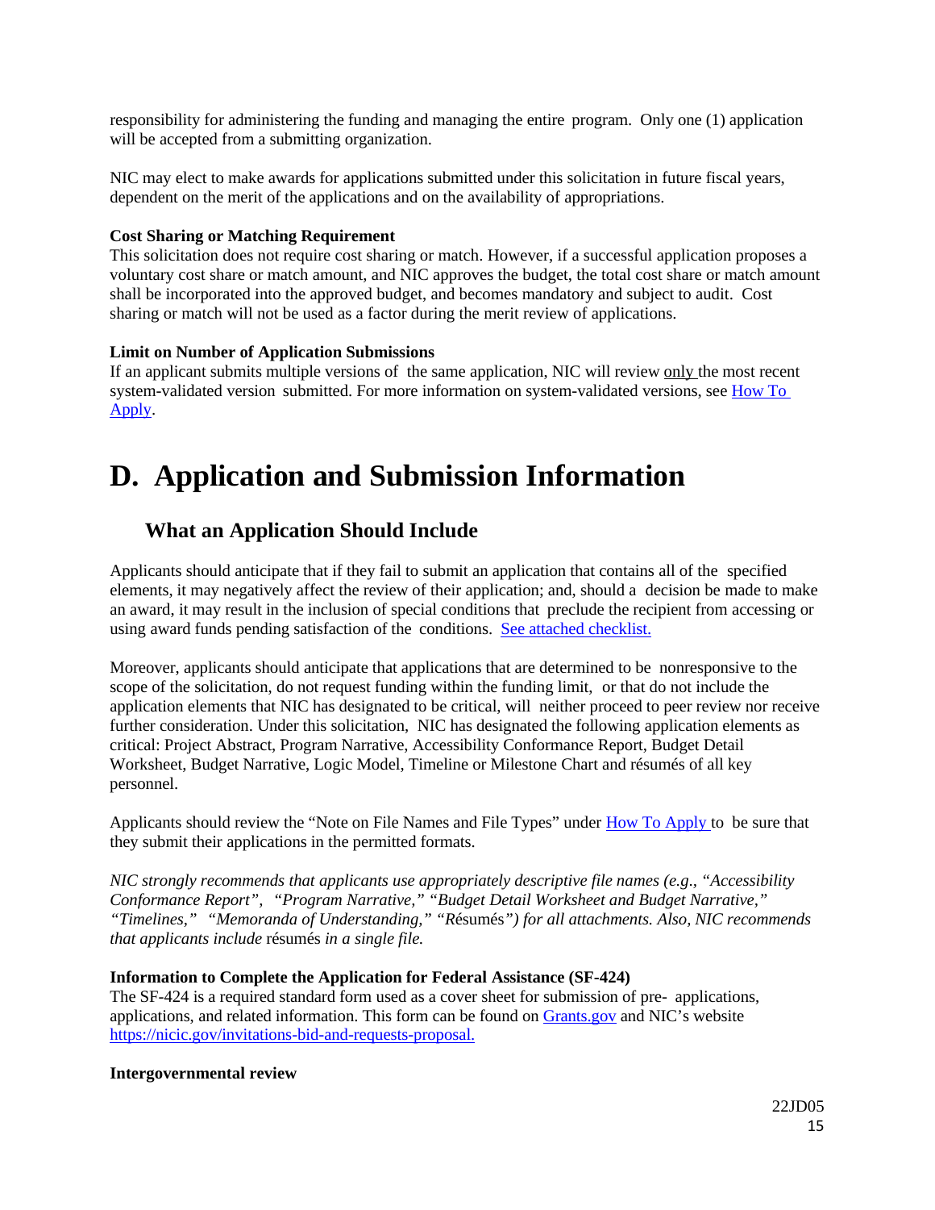responsibility for administering the funding and managing the entire program. Only one (1) application will be accepted from a submitting organization.

NIC may elect to make awards for applications submitted under this solicitation in future fiscal years, dependent on the merit of the applications and on the availability of appropriations.

**Cost Sharing or Matching Requirement**
This solicitation does not require cost sharing or match. However, if a successful application proposes a voluntary cost share or match amount, and NIC approves the budget, the total cost share or match amount shall be incorporated into the approved budget, and becomes mandatory and subject to audit. Cost sharing or match will not be used as a factor during the merit review of applications.

**Limit on Number of Application Submissions**
If an applicant submits multiple versions of the same application, NIC will review only the most recent system-validated version submitted. For more information on system-validated versions, see How To Apply.

# D. Application and Submission Information

## What an Application Should Include

Applicants should anticipate that if they fail to submit an application that contains all of the specified elements, it may negatively affect the review of their application; and, should a decision be made to make an award, it may result in the inclusion of special conditions that preclude the recipient from accessing or using award funds pending satisfaction of the conditions. See attached checklist.

Moreover, applicants should anticipate that applications that are determined to be nonresponsive to the scope of the solicitation, do not request funding within the funding limit, or that do not include the application elements that NIC has designated to be critical, will neither proceed to peer review nor receive further consideration. Under this solicitation, NIC has designated the following application elements as critical: Project Abstract, Program Narrative, Accessibility Conformance Report, Budget Detail Worksheet, Budget Narrative, Logic Model, Timeline or Milestone Chart and résumés of all key personnel.

Applicants should review the "Note on File Names and File Types" under How To Apply to be sure that they submit their applications in the permitted formats.

*NIC strongly recommends that applicants use appropriately descriptive file names (e.g., "Accessibility Conformance Report", "Program Narrative," "Budget Detail Worksheet and Budget Narrative," "Timelines," "Memoranda of Understanding," "Résumés") for all attachments. Also, NIC recommends that applicants include résumés in a single file.*

**Information to Complete the Application for Federal Assistance (SF-424)**
The SF-424 is a required standard form used as a cover sheet for submission of pre- applications, applications, and related information. This form can be found on Grants.gov and NIC's website https://nicic.gov/invitations-bid-and-requests-proposal.

**Intergovernmental review**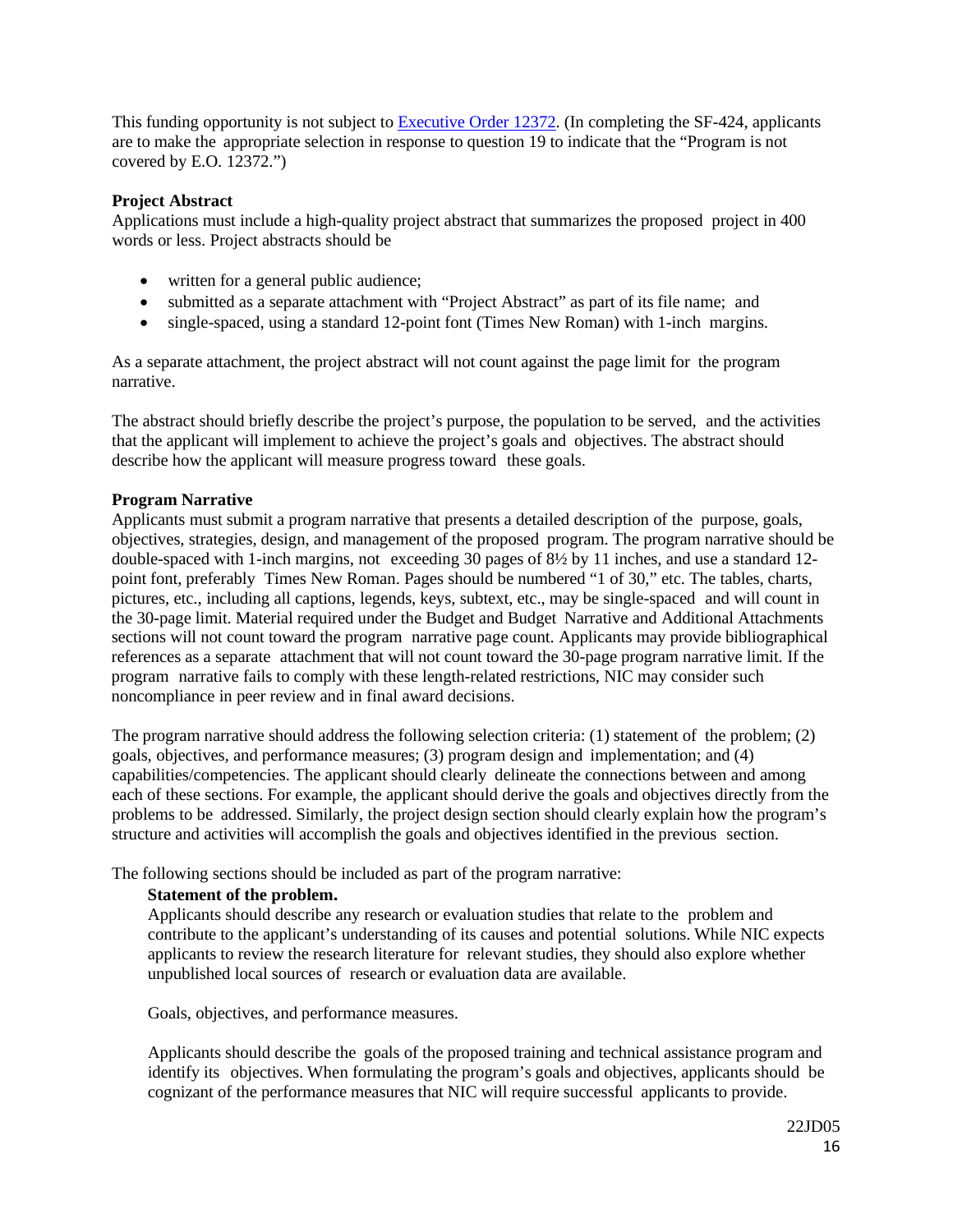This funding opportunity is not subject to Executive Order 12372. (In completing the SF-424, applicants are to make the appropriate selection in response to question 19 to indicate that the "Program is not covered by E.O. 12372.")

**Project Abstract**

Applications must include a high-quality project abstract that summarizes the proposed project in 400 words or less. Project abstracts should be

- written for a general public audience;
- submitted as a separate attachment with "Project Abstract" as part of its file name; and
- single-spaced, using a standard 12-point font (Times New Roman) with 1-inch margins.

As a separate attachment, the project abstract will not count against the page limit for the program narrative.

The abstract should briefly describe the project's purpose, the population to be served, and the activities that the applicant will implement to achieve the project's goals and objectives. The abstract should describe how the applicant will measure progress toward these goals.

**Program Narrative**

Applicants must submit a program narrative that presents a detailed description of the purpose, goals, objectives, strategies, design, and management of the proposed program. The program narrative should be double-spaced with 1-inch margins, not exceeding 30 pages of 8½ by 11 inches, and use a standard 12-point font, preferably Times New Roman. Pages should be numbered "1 of 30," etc. The tables, charts, pictures, etc., including all captions, legends, keys, subtext, etc., may be single-spaced and will count in the 30-page limit. Material required under the Budget and Budget Narrative and Additional Attachments sections will not count toward the program narrative page count. Applicants may provide bibliographical references as a separate attachment that will not count toward the 30-page program narrative limit. If the program narrative fails to comply with these length-related restrictions, NIC may consider such noncompliance in peer review and in final award decisions.

The program narrative should address the following selection criteria: (1) statement of the problem; (2) goals, objectives, and performance measures; (3) program design and implementation; and (4) capabilities/competencies. The applicant should clearly delineate the connections between and among each of these sections. For example, the applicant should derive the goals and objectives directly from the problems to be addressed. Similarly, the project design section should clearly explain how the program's structure and activities will accomplish the goals and objectives identified in the previous section.

The following sections should be included as part of the program narrative:

**Statement of the problem.**

Applicants should describe any research or evaluation studies that relate to the problem and contribute to the applicant's understanding of its causes and potential solutions. While NIC expects applicants to review the research literature for relevant studies, they should also explore whether unpublished local sources of research or evaluation data are available.

Goals, objectives, and performance measures.

Applicants should describe the goals of the proposed training and technical assistance program and identify its objectives. When formulating the program's goals and objectives, applicants should be cognizant of the performance measures that NIC will require successful applicants to provide.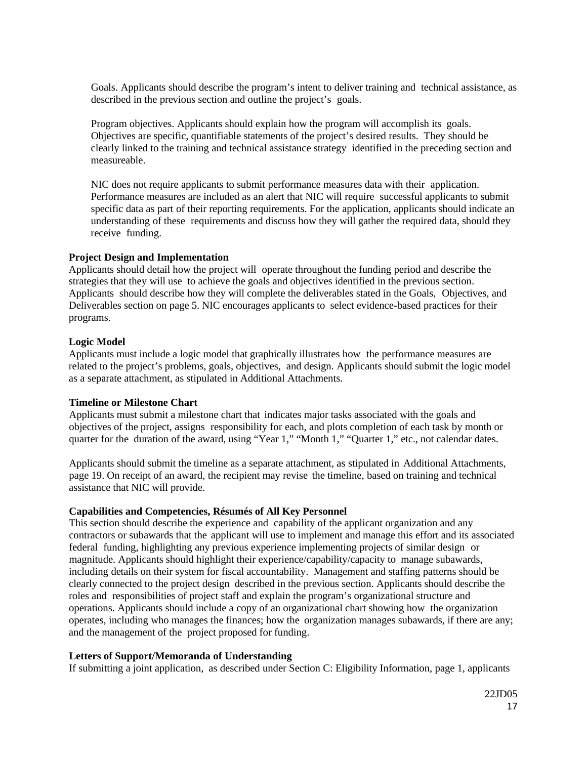Goals. Applicants should describe the program's intent to deliver training and technical assistance, as described in the previous section and outline the project's goals.

Program objectives. Applicants should explain how the program will accomplish its goals. Objectives are specific, quantifiable statements of the project's desired results. They should be clearly linked to the training and technical assistance strategy identified in the preceding section and measureable.

NIC does not require applicants to submit performance measures data with their application. Performance measures are included as an alert that NIC will require successful applicants to submit specific data as part of their reporting requirements. For the application, applicants should indicate an understanding of these requirements and discuss how they will gather the required data, should they receive funding.

**Project Design and Implementation**

Applicants should detail how the project will operate throughout the funding period and describe the strategies that they will use to achieve the goals and objectives identified in the previous section. Applicants should describe how they will complete the deliverables stated in the Goals, Objectives, and Deliverables section on page 5. NIC encourages applicants to select evidence-based practices for their programs.

**Logic Model**

Applicants must include a logic model that graphically illustrates how the performance measures are related to the project's problems, goals, objectives, and design. Applicants should submit the logic model as a separate attachment, as stipulated in Additional Attachments.

**Timeline or Milestone Chart**

Applicants must submit a milestone chart that indicates major tasks associated with the goals and objectives of the project, assigns responsibility for each, and plots completion of each task by month or quarter for the duration of the award, using "Year 1," "Month 1," "Quarter 1," etc., not calendar dates.

Applicants should submit the timeline as a separate attachment, as stipulated in Additional Attachments, page 19. On receipt of an award, the recipient may revise the timeline, based on training and technical assistance that NIC will provide.

**Capabilities and Competencies, Résumés of All Key Personnel**

This section should describe the experience and capability of the applicant organization and any contractors or subawards that the applicant will use to implement and manage this effort and its associated federal funding, highlighting any previous experience implementing projects of similar design or magnitude. Applicants should highlight their experience/capability/capacity to manage subawards, including details on their system for fiscal accountability. Management and staffing patterns should be clearly connected to the project design described in the previous section. Applicants should describe the roles and responsibilities of project staff and explain the program's organizational structure and operations. Applicants should include a copy of an organizational chart showing how the organization operates, including who manages the finances; how the organization manages subawards, if there are any; and the management of the project proposed for funding.

**Letters of Support/Memoranda of Understanding**

If submitting a joint application, as described under Section C: Eligibility Information, page 1, applicants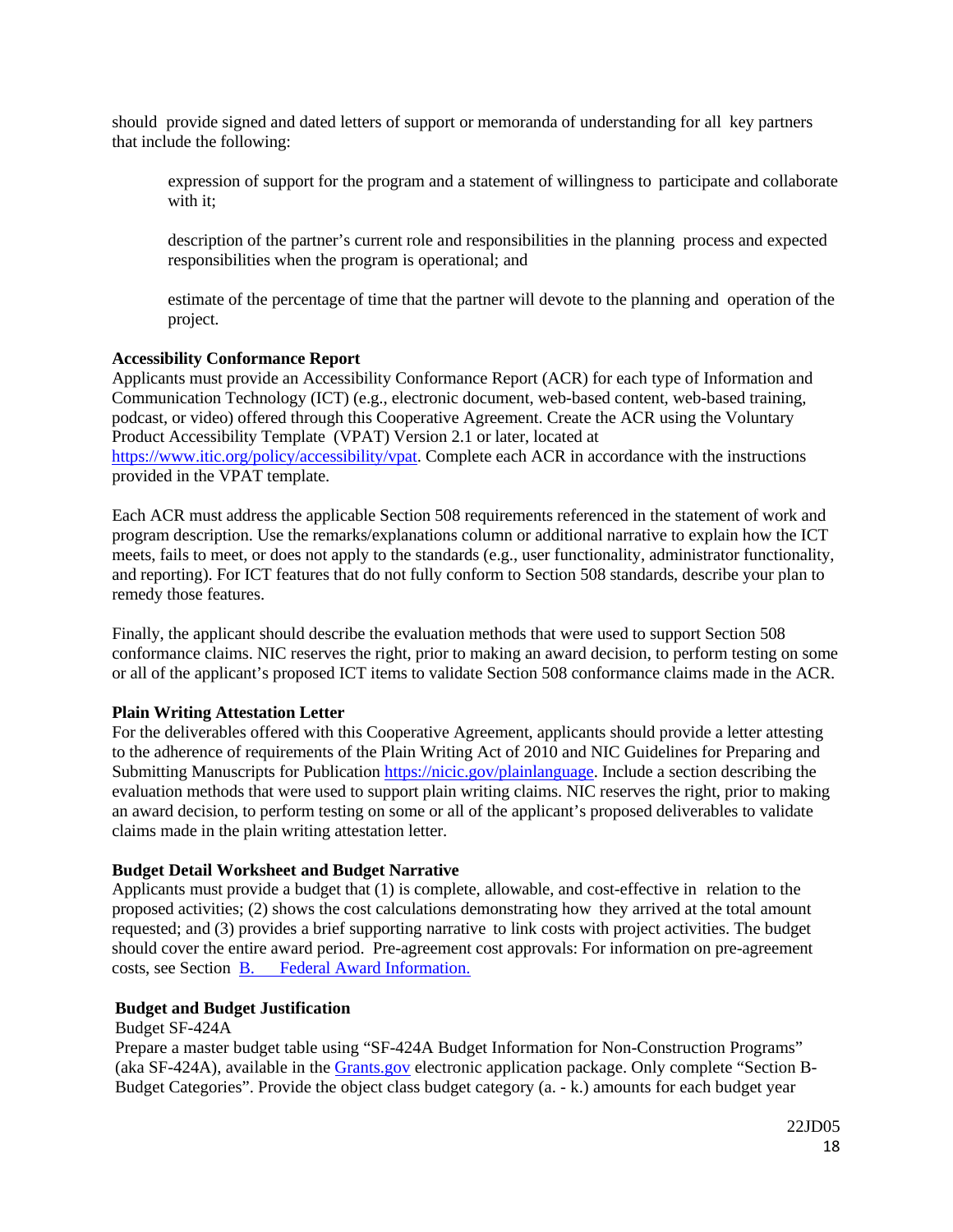should provide signed and dated letters of support or memoranda of understanding for all key partners that include the following:

> expression of support for the program and a statement of willingness to participate and collaborate with it;
>
> description of the partner's current role and responsibilities in the planning process and expected responsibilities when the program is operational; and
>
> estimate of the percentage of time that the partner will devote to the planning and operation of the project.

**Accessibility Conformance Report**

Applicants must provide an Accessibility Conformance Report (ACR) for each type of Information and Communication Technology (ICT) (e.g., electronic document, web-based content, web-based training, podcast, or video) offered through this Cooperative Agreement. Create the ACR using the Voluntary Product Accessibility Template (VPAT) Version 2.1 or later, located at https://www.itic.org/policy/accessibility/vpat. Complete each ACR in accordance with the instructions provided in the VPAT template.

Each ACR must address the applicable Section 508 requirements referenced in the statement of work and program description. Use the remarks/explanations column or additional narrative to explain how the ICT meets, fails to meet, or does not apply to the standards (e.g., user functionality, administrator functionality, and reporting). For ICT features that do not fully conform to Section 508 standards, describe your plan to remedy those features.

Finally, the applicant should describe the evaluation methods that were used to support Section 508 conformance claims. NIC reserves the right, prior to making an award decision, to perform testing on some or all of the applicant's proposed ICT items to validate Section 508 conformance claims made in the ACR.

**Plain Writing Attestation Letter**

For the deliverables offered with this Cooperative Agreement, applicants should provide a letter attesting to the adherence of requirements of the Plain Writing Act of 2010 and NIC Guidelines for Preparing and Submitting Manuscripts for Publication https://nicic.gov/plainlanguage. Include a section describing the evaluation methods that were used to support plain writing claims. NIC reserves the right, prior to making an award decision, to perform testing on some or all of the applicant's proposed deliverables to validate claims made in the plain writing attestation letter.

**Budget Detail Worksheet and Budget Narrative**

Applicants must provide a budget that (1) is complete, allowable, and cost-effective in relation to the proposed activities; (2) shows the cost calculations demonstrating how they arrived at the total amount requested; and (3) provides a brief supporting narrative to link costs with project activities. The budget should cover the entire award period. Pre-agreement cost approvals: For information on pre-agreement costs, see Section B. Federal Award Information.

**Budget and Budget Justification**

Budget SF-424A

Prepare a master budget table using "SF-424A Budget Information for Non-Construction Programs" (aka SF-424A), available in the Grants.gov electronic application package. Only complete "Section B-Budget Categories". Provide the object class budget category (a. - k.) amounts for each budget year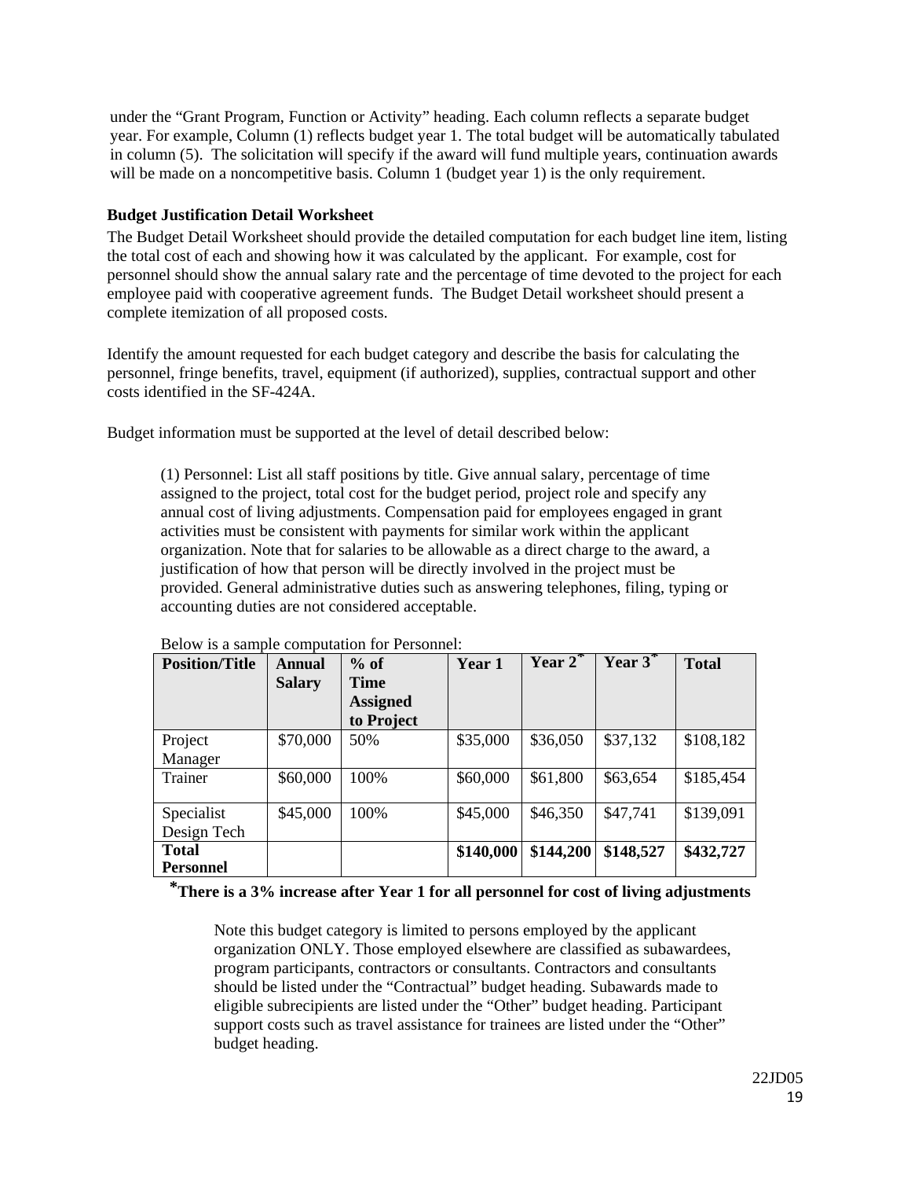under the "Grant Program, Function or Activity" heading. Each column reflects a separate budget year. For example, Column (1) reflects budget year 1. The total budget will be automatically tabulated in column (5). The solicitation will specify if the award will fund multiple years, continuation awards will be made on a noncompetitive basis. Column 1 (budget year 1) is the only requirement.

**Budget Justification Detail Worksheet**

The Budget Detail Worksheet should provide the detailed computation for each budget line item, listing the total cost of each and showing how it was calculated by the applicant. For example, cost for personnel should show the annual salary rate and the percentage of time devoted to the project for each employee paid with cooperative agreement funds. The Budget Detail worksheet should present a complete itemization of all proposed costs.

Identify the amount requested for each budget category and describe the basis for calculating the personnel, fringe benefits, travel, equipment (if authorized), supplies, contractual support and other costs identified in the SF-424A.

Budget information must be supported at the level of detail described below:

(1) Personnel: List all staff positions by title. Give annual salary, percentage of time assigned to the project, total cost for the budget period, project role and specify any annual cost of living adjustments. Compensation paid for employees engaged in grant activities must be consistent with payments for similar work within the applicant organization. Note that for salaries to be allowable as a direct charge to the award, a justification of how that person will be directly involved in the project must be provided. General administrative duties such as answering telephones, filing, typing or accounting duties are not considered acceptable.

Below is a sample computation for Personnel:

| Position/Title | Annual Salary | % of Time Assigned to Project | Year 1 | Year 2* | Year 3* | Total |
|---|---|---|---|---|---|---|
| Project Manager | $70,000 | 50% | $35,000 | $36,050 | $37,132 | $108,182 |
| Trainer | $60,000 | 100% | $60,000 | $61,800 | $63,654 | $185,454 |
| Specialist Design Tech | $45,000 | 100% | $45,000 | $46,350 | $47,741 | $139,091 |
| **Total Personnel** | | | **$140,000** | **$144,200** | **$148,527** | **$432,727** |

**\*There is a 3% increase after Year 1 for all personnel for cost of living adjustments**

Note this budget category is limited to persons employed by the applicant organization ONLY. Those employed elsewhere are classified as subawardees, program participants, contractors or consultants. Contractors and consultants should be listed under the "Contractual" budget heading. Subawards made to eligible subrecipients are listed under the "Other" budget heading. Participant support costs such as travel assistance for trainees are listed under the "Other" budget heading.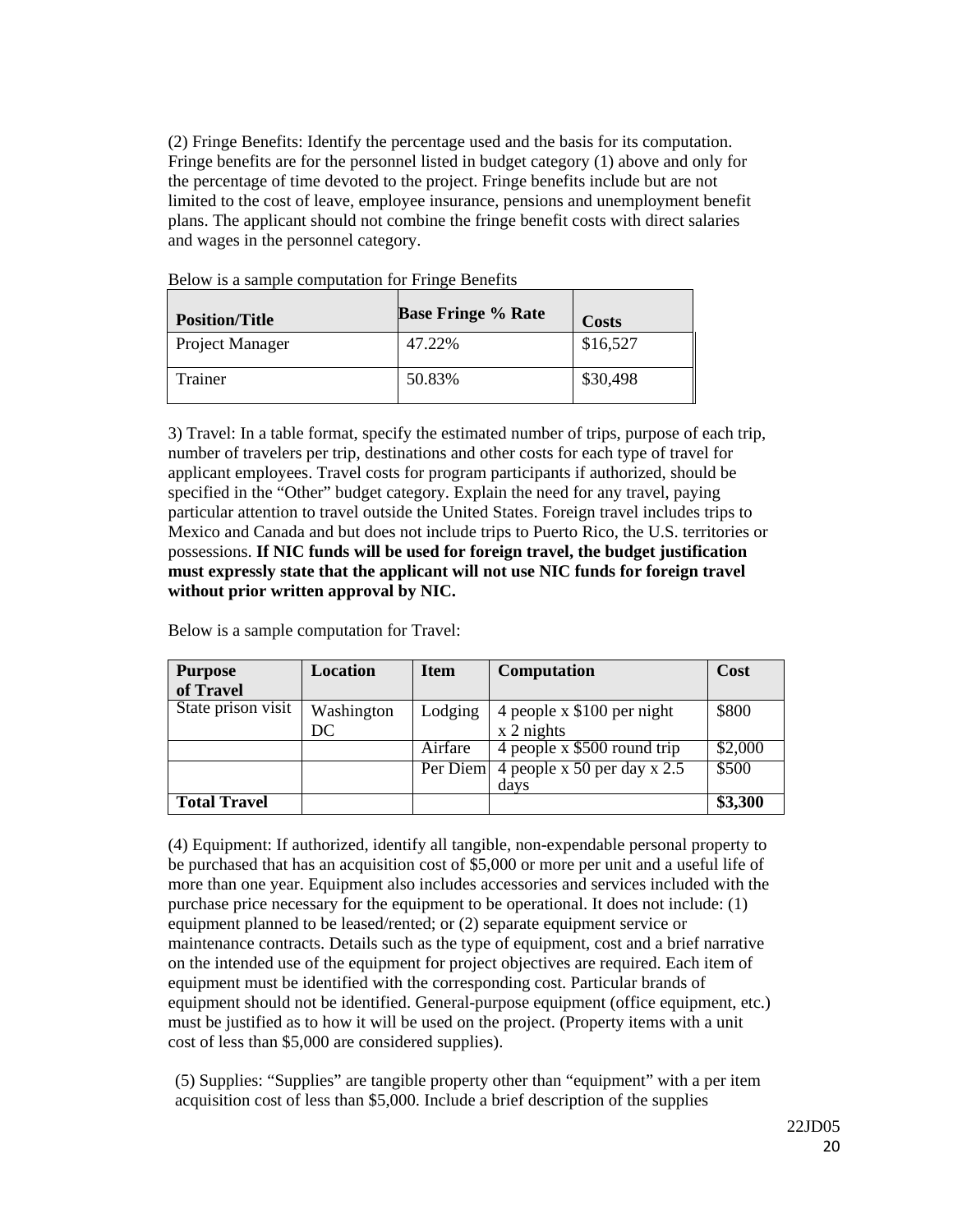(2) Fringe Benefits: Identify the percentage used and the basis for its computation. Fringe benefits are for the personnel listed in budget category (1) above and only for the percentage of time devoted to the project. Fringe benefits include but are not limited to the cost of leave, employee insurance, pensions and unemployment benefit plans. The applicant should not combine the fringe benefit costs with direct salaries and wages in the personnel category.

Below is a sample computation for Fringe Benefits

| **Position/Title** | **Base Fringe % Rate** | **Costs** |
|---|---|---|
| Project Manager | 47.22% | $16,527 |
| Trainer | 50.83% | $30,498 |

3) Travel: In a table format, specify the estimated number of trips, purpose of each trip, number of travelers per trip, destinations and other costs for each type of travel for applicant employees. Travel costs for program participants if authorized, should be specified in the "Other" budget category. Explain the need for any travel, paying particular attention to travel outside the United States. Foreign travel includes trips to Mexico and Canada and but does not include trips to Puerto Rico, the U.S. territories or possessions. **If NIC funds will be used for foreign travel, the budget justification must expressly state that the applicant will not use NIC funds for foreign travel without prior written approval by NIC.**

Below is a sample computation for Travel:

| **Purpose of Travel** | **Location** | **Item** | **Computation** | **Cost** |
|---|---|---|---|---|
| State prison visit | Washington DC | Lodging | 4 people x $100 per night x 2 nights | $800 |
| | | Airfare | 4 people x $500 round trip | $2,000 |
| | | Per Diem | 4 people x 50 per day x 2.5 days | $500 |
| **Total Travel** | | | | **$3,300** |

(4) Equipment: If authorized, identify all tangible, non-expendable personal property to be purchased that has an acquisition cost of $5,000 or more per unit and a useful life of more than one year. Equipment also includes accessories and services included with the purchase price necessary for the equipment to be operational. It does not include: (1) equipment planned to be leased/rented; or (2) separate equipment service or maintenance contracts. Details such as the type of equipment, cost and a brief narrative on the intended use of the equipment for project objectives are required. Each item of equipment must be identified with the corresponding cost. Particular brands of equipment should not be identified. General-purpose equipment (office equipment, etc.) must be justified as to how it will be used on the project. (Property items with a unit cost of less than $5,000 are considered supplies).

(5) Supplies: "Supplies" are tangible property other than "equipment" with a per item acquisition cost of less than $5,000. Include a brief description of the supplies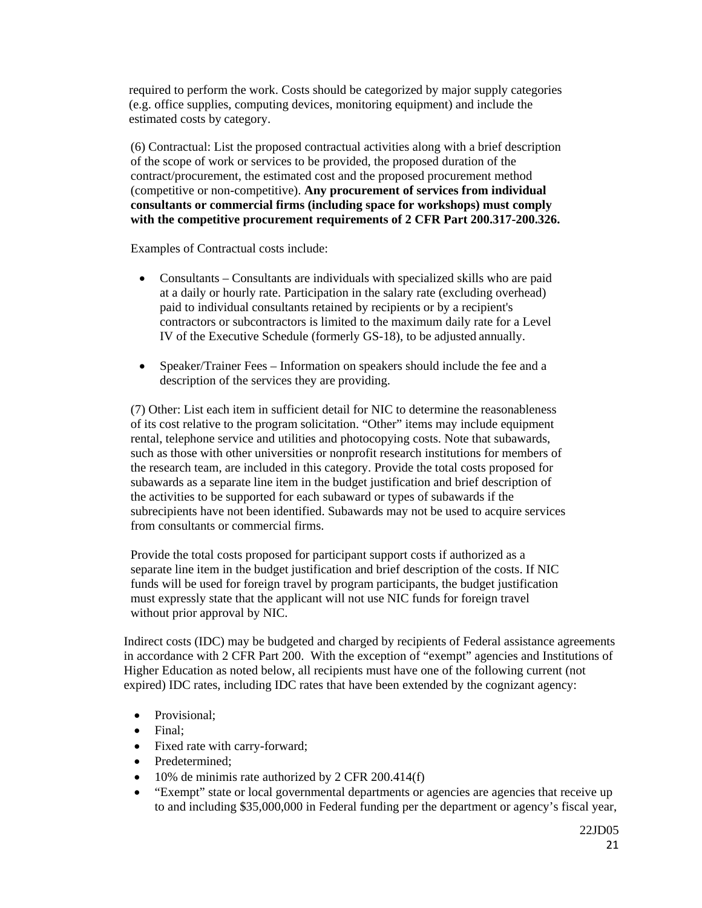required to perform the work. Costs should be categorized by major supply categories (e.g. office supplies, computing devices, monitoring equipment) and include the estimated costs by category.

(6) Contractual: List the proposed contractual activities along with a brief description of the scope of work or services to be provided, the proposed duration of the contract/procurement, the estimated cost and the proposed procurement method (competitive or non-competitive). **Any procurement of services from individual consultants or commercial firms (including space for workshops) must comply with the competitive procurement requirements of 2 CFR Part 200.317-200.326.**

Examples of Contractual costs include:

- Consultants – Consultants are individuals with specialized skills who are paid at a daily or hourly rate. Participation in the salary rate (excluding overhead) paid to individual consultants retained by recipients or by a recipient's contractors or subcontractors is limited to the maximum daily rate for a Level IV of the Executive Schedule (formerly GS-18), to be adjusted annually.

- Speaker/Trainer Fees – Information on speakers should include the fee and a description of the services they are providing.

(7) Other: List each item in sufficient detail for NIC to determine the reasonableness of its cost relative to the program solicitation. "Other" items may include equipment rental, telephone service and utilities and photocopying costs. Note that subawards, such as those with other universities or nonprofit research institutions for members of the research team, are included in this category. Provide the total costs proposed for subawards as a separate line item in the budget justification and brief description of the activities to be supported for each subaward or types of subawards if the subrecipients have not been identified. Subawards may not be used to acquire services from consultants or commercial firms.

Provide the total costs proposed for participant support costs if authorized as a separate line item in the budget justification and brief description of the costs. If NIC funds will be used for foreign travel by program participants, the budget justification must expressly state that the applicant will not use NIC funds for foreign travel without prior approval by NIC.

Indirect costs (IDC) may be budgeted and charged by recipients of Federal assistance agreements in accordance with 2 CFR Part 200. With the exception of "exempt" agencies and Institutions of Higher Education as noted below, all recipients must have one of the following current (not expired) IDC rates, including IDC rates that have been extended by the cognizant agency:

- Provisional;
- Final;
- Fixed rate with carry-forward;
- Predetermined;
- 10% de minimis rate authorized by 2 CFR 200.414(f)
- "Exempt" state or local governmental departments or agencies are agencies that receive up to and including $35,000,000 in Federal funding per the department or agency's fiscal year,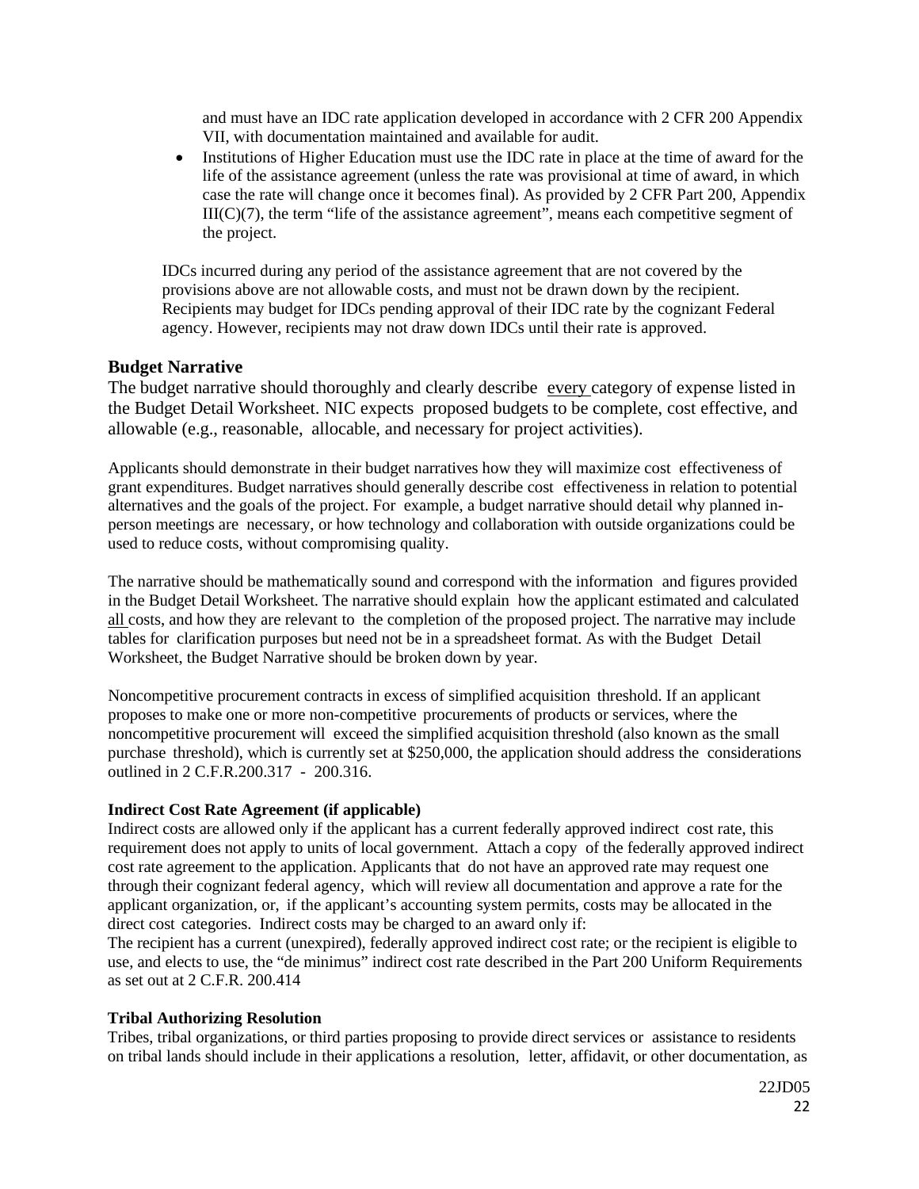and must have an IDC rate application developed in accordance with 2 CFR 200 Appendix VII, with documentation maintained and available for audit.

- Institutions of Higher Education must use the IDC rate in place at the time of award for the life of the assistance agreement (unless the rate was provisional at time of award, in which case the rate will change once it becomes final). As provided by 2 CFR Part 200, Appendix III(C)(7), the term "life of the assistance agreement", means each competitive segment of the project.

IDCs incurred during any period of the assistance agreement that are not covered by the provisions above are not allowable costs, and must not be drawn down by the recipient. Recipients may budget for IDCs pending approval of their IDC rate by the cognizant Federal agency. However, recipients may not draw down IDCs until their rate is approved.

### Budget Narrative

The budget narrative should thoroughly and clearly describe every category of expense listed in the Budget Detail Worksheet. NIC expects proposed budgets to be complete, cost effective, and allowable (e.g., reasonable, allocable, and necessary for project activities).

Applicants should demonstrate in their budget narratives how they will maximize cost effectiveness of grant expenditures. Budget narratives should generally describe cost effectiveness in relation to potential alternatives and the goals of the project. For example, a budget narrative should detail why planned in-person meetings are necessary, or how technology and collaboration with outside organizations could be used to reduce costs, without compromising quality.

The narrative should be mathematically sound and correspond with the information and figures provided in the Budget Detail Worksheet. The narrative should explain how the applicant estimated and calculated all costs, and how they are relevant to the completion of the proposed project. The narrative may include tables for clarification purposes but need not be in a spreadsheet format. As with the Budget Detail Worksheet, the Budget Narrative should be broken down by year.

Noncompetitive procurement contracts in excess of simplified acquisition threshold. If an applicant proposes to make one or more non-competitive procurements of products or services, where the noncompetitive procurement will exceed the simplified acquisition threshold (also known as the small purchase threshold), which is currently set at $250,000, the application should address the considerations outlined in 2 C.F.R.200.317 - 200.316.

**Indirect Cost Rate Agreement (if applicable)**

Indirect costs are allowed only if the applicant has a current federally approved indirect cost rate, this requirement does not apply to units of local government. Attach a copy of the federally approved indirect cost rate agreement to the application. Applicants that do not have an approved rate may request one through their cognizant federal agency, which will review all documentation and approve a rate for the applicant organization, or, if the applicant's accounting system permits, costs may be allocated in the direct cost categories. Indirect costs may be charged to an award only if:

The recipient has a current (unexpired), federally approved indirect cost rate; or the recipient is eligible to use, and elects to use, the "de minimus" indirect cost rate described in the Part 200 Uniform Requirements as set out at 2 C.F.R. 200.414

**Tribal Authorizing Resolution**

Tribes, tribal organizations, or third parties proposing to provide direct services or assistance to residents on tribal lands should include in their applications a resolution, letter, affidavit, or other documentation, as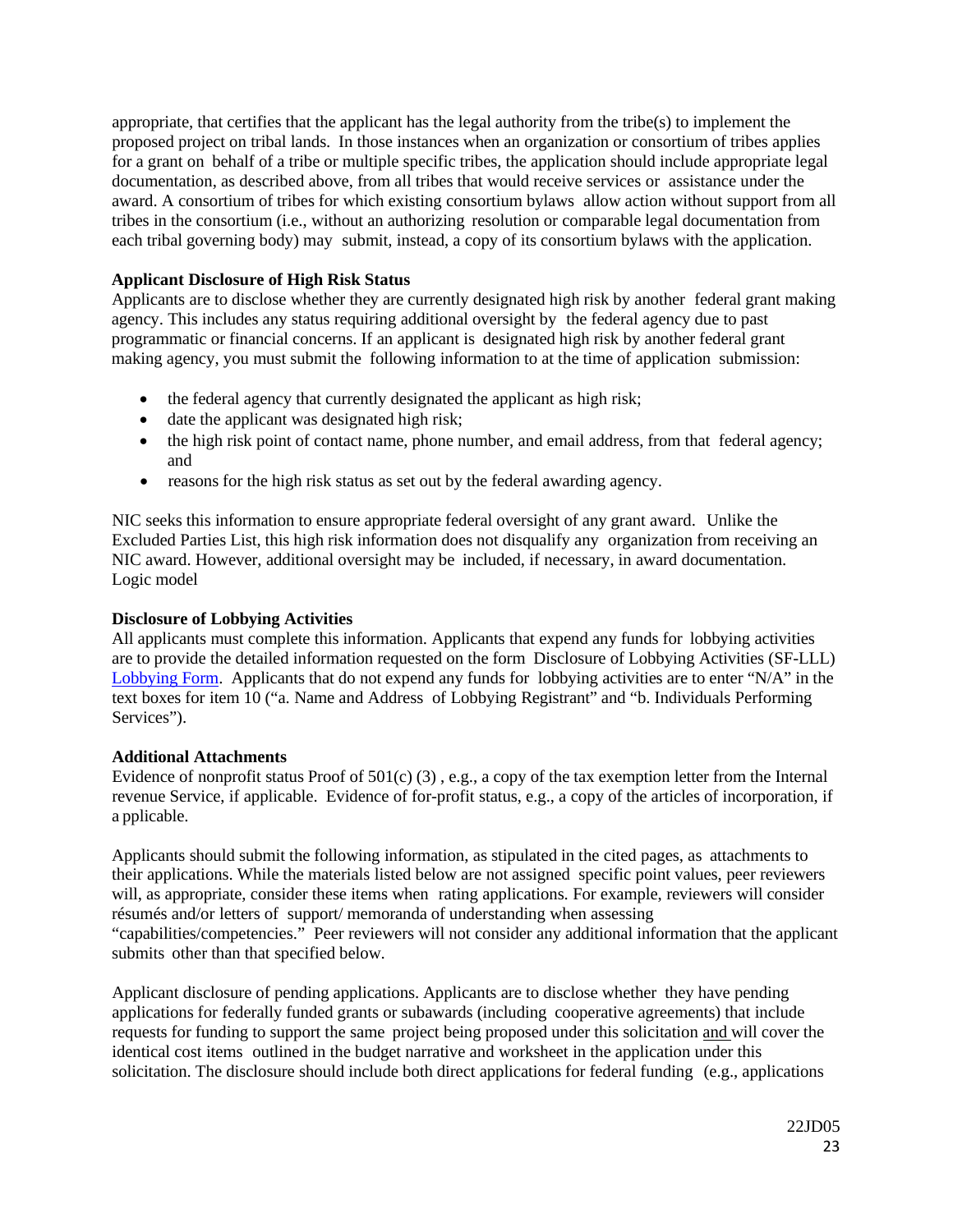appropriate, that certifies that the applicant has the legal authority from the tribe(s) to implement the proposed project on tribal lands. In those instances when an organization or consortium of tribes applies for a grant on behalf of a tribe or multiple specific tribes, the application should include appropriate legal documentation, as described above, from all tribes that would receive services or assistance under the award. A consortium of tribes for which existing consortium bylaws allow action without support from all tribes in the consortium (i.e., without an authorizing resolution or comparable legal documentation from each tribal governing body) may submit, instead, a copy of its consortium bylaws with the application.

**Applicant Disclosure of High Risk Status**

Applicants are to disclose whether they are currently designated high risk by another federal grant making agency. This includes any status requiring additional oversight by the federal agency due to past programmatic or financial concerns. If an applicant is designated high risk by another federal grant making agency, you must submit the following information to at the time of application submission:

- the federal agency that currently designated the applicant as high risk;
- date the applicant was designated high risk;
- the high risk point of contact name, phone number, and email address, from that federal agency; and
- reasons for the high risk status as set out by the federal awarding agency.

NIC seeks this information to ensure appropriate federal oversight of any grant award. Unlike the Excluded Parties List, this high risk information does not disqualify any organization from receiving an NIC award. However, additional oversight may be included, if necessary, in award documentation.
Logic model

**Disclosure of Lobbying Activities**

All applicants must complete this information. Applicants that expend any funds for lobbying activities are to provide the detailed information requested on the form Disclosure of Lobbying Activities (SF-LLL) Lobbying Form. Applicants that do not expend any funds for lobbying activities are to enter "N/A" in the text boxes for item 10 ("a. Name and Address of Lobbying Registrant" and "b. Individuals Performing Services").

**Additional Attachments**

Evidence of nonprofit status Proof of 501(c) (3) , e.g., a copy of the tax exemption letter from the Internal revenue Service, if applicable. Evidence of for-profit status, e.g., a copy of the articles of incorporation, if a pplicable.

Applicants should submit the following information, as stipulated in the cited pages, as attachments to their applications. While the materials listed below are not assigned specific point values, peer reviewers will, as appropriate, consider these items when rating applications. For example, reviewers will consider résumés and/or letters of support/ memoranda of understanding when assessing "capabilities/competencies." Peer reviewers will not consider any additional information that the applicant submits other than that specified below.

Applicant disclosure of pending applications. Applicants are to disclose whether they have pending applications for federally funded grants or subawards (including cooperative agreements) that include requests for funding to support the same project being proposed under this solicitation and will cover the identical cost items outlined in the budget narrative and worksheet in the application under this solicitation. The disclosure should include both direct applications for federal funding (e.g., applications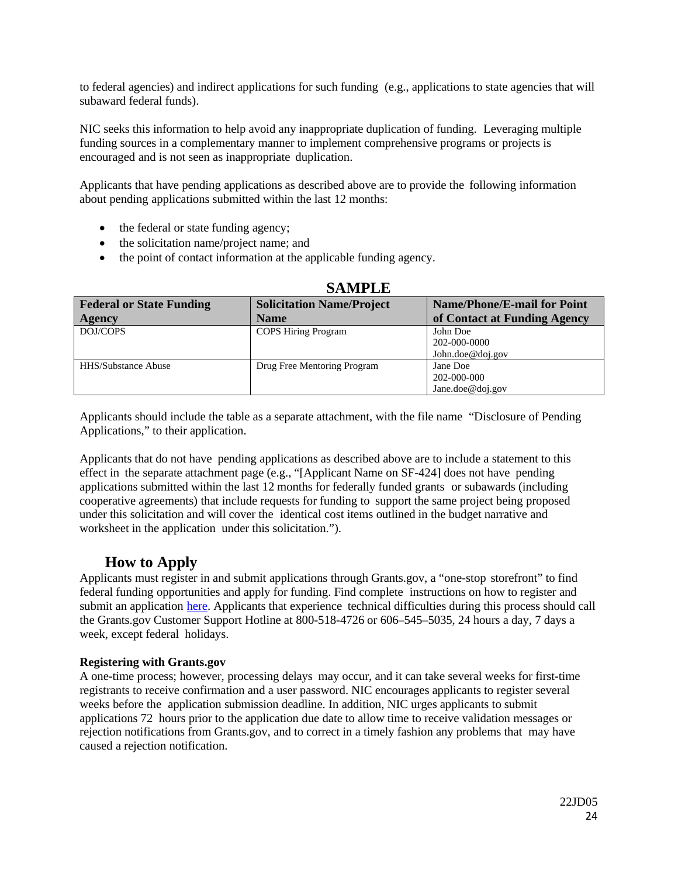to federal agencies) and indirect applications for such funding (e.g., applications to state agencies that will subaward federal funds).

NIC seeks this information to help avoid any inappropriate duplication of funding. Leveraging multiple funding sources in a complementary manner to implement comprehensive programs or projects is encouraged and is not seen as inappropriate duplication.

Applicants that have pending applications as described above are to provide the following information about pending applications submitted within the last 12 months:

- the federal or state funding agency;
- the solicitation name/project name; and
- the point of contact information at the applicable funding agency.

**SAMPLE**

| Federal or State Funding Agency | Solicitation Name/Project Name | Name/Phone/E-mail for Point of Contact at Funding Agency |
|---|---|---|
| DOJ/COPS | COPS Hiring Program | John Doe<br>202-000-0000<br>John.doe@doj.gov |
| HHS/Substance Abuse | Drug Free Mentoring Program | Jane Doe<br>202-000-000<br>Jane.doe@doj.gov |

Applicants should include the table as a separate attachment, with the file name "Disclosure of Pending Applications," to their application.

Applicants that do not have pending applications as described above are to include a statement to this effect in the separate attachment page (e.g., "[Applicant Name on SF-424] does not have pending applications submitted within the last 12 months for federally funded grants or subawards (including cooperative agreements) that include requests for funding to support the same project being proposed under this solicitation and will cover the identical cost items outlined in the budget narrative and worksheet in the application under this solicitation.").

## How to Apply

Applicants must register in and submit applications through Grants.gov, a "one-stop storefront" to find federal funding opportunities and apply for funding. Find complete instructions on how to register and submit an application here. Applicants that experience technical difficulties during this process should call the Grants.gov Customer Support Hotline at 800-518-4726 or 606–545–5035, 24 hours a day, 7 days a week, except federal holidays.

**Registering with Grants.gov**

A one-time process; however, processing delays may occur, and it can take several weeks for first-time registrants to receive confirmation and a user password. NIC encourages applicants to register several weeks before the application submission deadline. In addition, NIC urges applicants to submit applications 72 hours prior to the application due date to allow time to receive validation messages or rejection notifications from Grants.gov, and to correct in a timely fashion any problems that may have caused a rejection notification.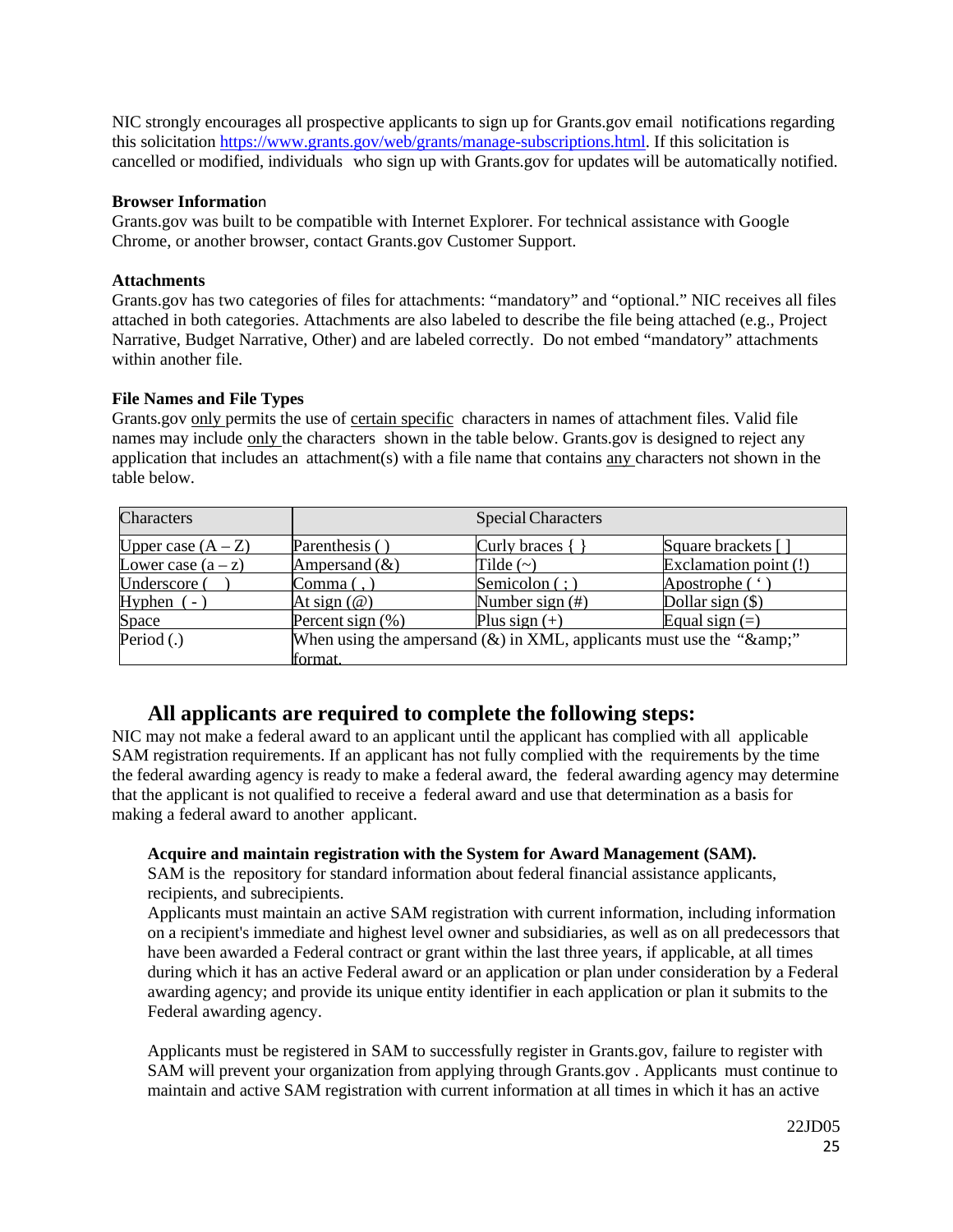NIC strongly encourages all prospective applicants to sign up for Grants.gov email notifications regarding this solicitation https://www.grants.gov/web/grants/manage-subscriptions.html. If this solicitation is cancelled or modified, individuals who sign up with Grants.gov for updates will be automatically notified.

**Browser Information**

Grants.gov was built to be compatible with Internet Explorer. For technical assistance with Google Chrome, or another browser, contact Grants.gov Customer Support.

**Attachments**

Grants.gov has two categories of files for attachments: "mandatory" and "optional." NIC receives all files attached in both categories. Attachments are also labeled to describe the file being attached (e.g., Project Narrative, Budget Narrative, Other) and are labeled correctly. Do not embed "mandatory" attachments within another file.

**File Names and File Types**

Grants.gov only permits the use of certain specific characters in names of attachment files. Valid file names may include only the characters shown in the table below. Grants.gov is designed to reject any application that includes an attachment(s) with a file name that contains any characters not shown in the table below.

| Characters | Special Characters | | |
|---|---|---|---|
| Upper case (A – Z) | Parenthesis ( ) | Curly braces { } | Square brackets [ ] |
| Lower case (a – z) | Ampersand (&) | Tilde (~) | Exclamation point (!) |
| Underscore ( _ ) | Comma ( , ) | Semicolon ( ; ) | Apostrophe ( ' ) |
| Hyphen ( - ) | At sign (@) | Number sign (#) | Dollar sign ($) |
| Space | Percent sign (%) | Plus sign (+) | Equal sign (=) |
| Period (.) | When using the ampersand (&) in XML, applicants must use the "&amp;" format. | | |

## All applicants are required to complete the following steps:

NIC may not make a federal award to an applicant until the applicant has complied with all applicable SAM registration requirements. If an applicant has not fully complied with the requirements by the time the federal awarding agency is ready to make a federal award, the federal awarding agency may determine that the applicant is not qualified to receive a federal award and use that determination as a basis for making a federal award to another applicant.

**Acquire and maintain registration with the System for Award Management (SAM).**

SAM is the repository for standard information about federal financial assistance applicants, recipients, and subrecipients.

Applicants must maintain an active SAM registration with current information, including information on a recipient's immediate and highest level owner and subsidiaries, as well as on all predecessors that have been awarded a Federal contract or grant within the last three years, if applicable, at all times during which it has an active Federal award or an application or plan under consideration by a Federal awarding agency; and provide its unique entity identifier in each application or plan it submits to the Federal awarding agency.

Applicants must be registered in SAM to successfully register in Grants.gov, failure to register with SAM will prevent your organization from applying through Grants.gov . Applicants must continue to maintain and active SAM registration with current information at all times in which it has an active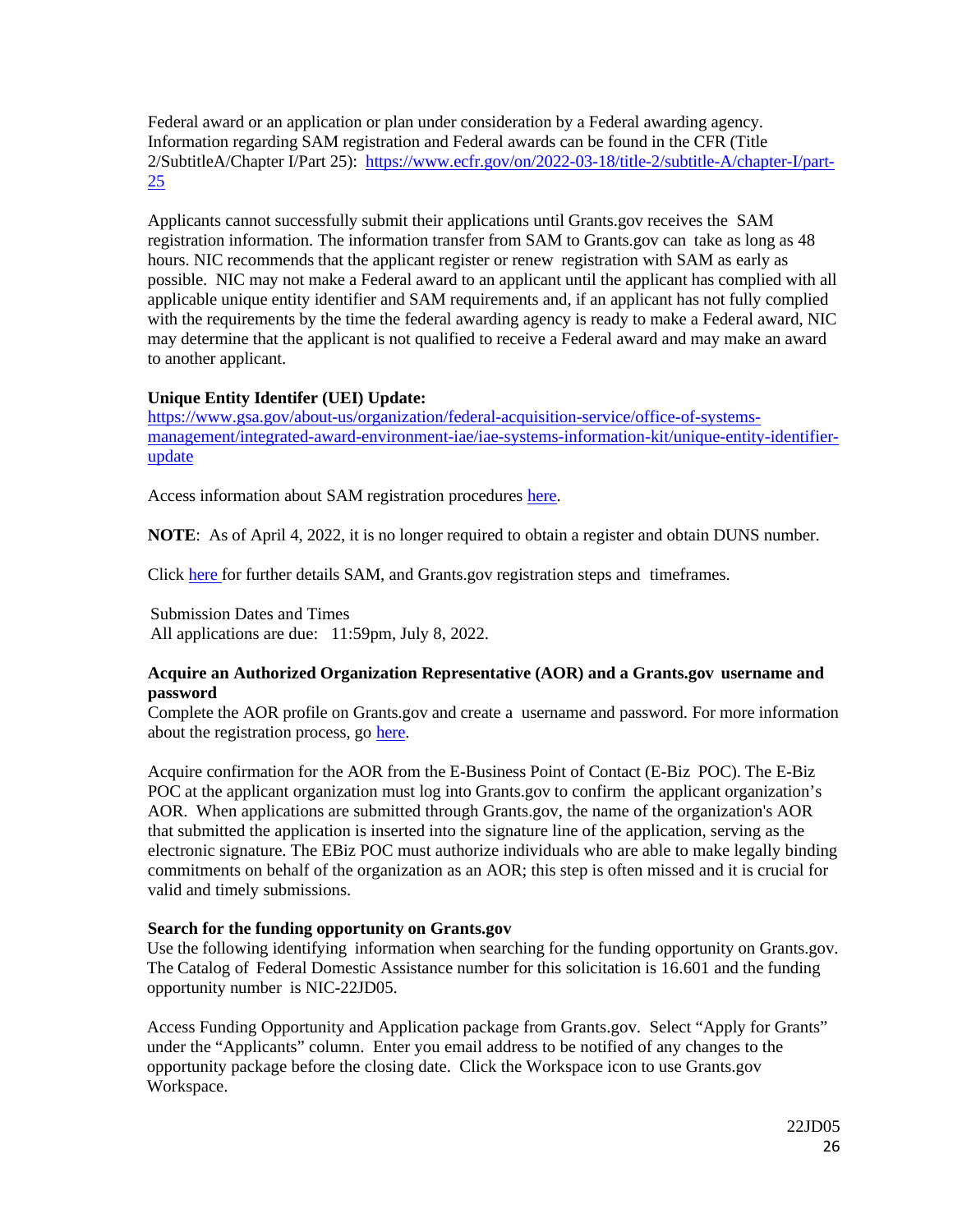Federal award or an application or plan under consideration by a Federal awarding agency. Information regarding SAM registration and Federal awards can be found in the CFR (Title 2/SubtitleA/Chapter I/Part 25): https://www.ecfr.gov/on/2022-03-18/title-2/subtitle-A/chapter-I/part-25

Applicants cannot successfully submit their applications until Grants.gov receives the SAM registration information. The information transfer from SAM to Grants.gov can take as long as 48 hours. NIC recommends that the applicant register or renew registration with SAM as early as possible. NIC may not make a Federal award to an applicant until the applicant has complied with all applicable unique entity identifier and SAM requirements and, if an applicant has not fully complied with the requirements by the time the federal awarding agency is ready to make a Federal award, NIC may determine that the applicant is not qualified to receive a Federal award and may make an award to another applicant.

**Unique Entity Identifer (UEI) Update:**
https://www.gsa.gov/about-us/organization/federal-acquisition-service/office-of-systems-management/integrated-award-environment-iae/iae-systems-information-kit/unique-entity-identifier-update

Access information about SAM registration procedures here.

**NOTE**: As of April 4, 2022, it is no longer required to obtain a register and obtain DUNS number.

Click here for further details SAM, and Grants.gov registration steps and timeframes.

Submission Dates and Times
All applications are due: 11:59pm, July 8, 2022.

**Acquire an Authorized Organization Representative (AOR) and a Grants.gov username and password**
Complete the AOR profile on Grants.gov and create a username and password. For more information about the registration process, go here.

Acquire confirmation for the AOR from the E-Business Point of Contact (E-Biz POC). The E-Biz POC at the applicant organization must log into Grants.gov to confirm the applicant organization's AOR. When applications are submitted through Grants.gov, the name of the organization's AOR that submitted the application is inserted into the signature line of the application, serving as the electronic signature. The EBiz POC must authorize individuals who are able to make legally binding commitments on behalf of the organization as an AOR; this step is often missed and it is crucial for valid and timely submissions.

**Search for the funding opportunity on Grants.gov**
Use the following identifying information when searching for the funding opportunity on Grants.gov. The Catalog of Federal Domestic Assistance number for this solicitation is 16.601 and the funding opportunity number is NIC-22JD05.

Access Funding Opportunity and Application package from Grants.gov. Select "Apply for Grants" under the "Applicants" column. Enter you email address to be notified of any changes to the opportunity package before the closing date. Click the Workspace icon to use Grants.gov Workspace.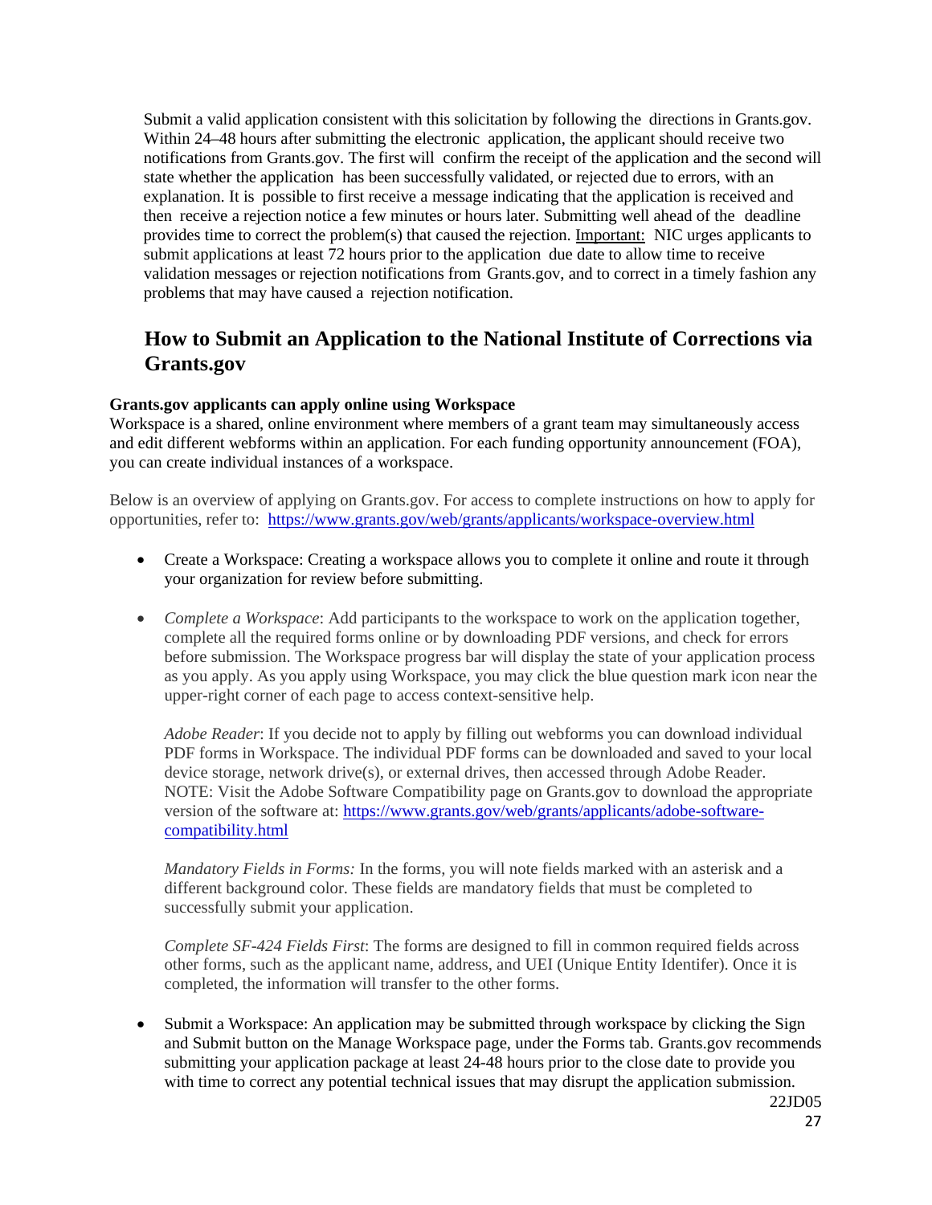Submit a valid application consistent with this solicitation by following the directions in Grants.gov. Within 24–48 hours after submitting the electronic application, the applicant should receive two notifications from Grants.gov. The first will confirm the receipt of the application and the second will state whether the application has been successfully validated, or rejected due to errors, with an explanation. It is possible to first receive a message indicating that the application is received and then receive a rejection notice a few minutes or hours later. Submitting well ahead of the deadline provides time to correct the problem(s) that caused the rejection. Important: NIC urges applicants to submit applications at least 72 hours prior to the application due date to allow time to receive validation messages or rejection notifications from Grants.gov, and to correct in a timely fashion any problems that may have caused a rejection notification.

## How to Submit an Application to the National Institute of Corrections via Grants.gov

**Grants.gov applicants can apply online using Workspace**

Workspace is a shared, online environment where members of a grant team may simultaneously access and edit different webforms within an application. For each funding opportunity announcement (FOA), you can create individual instances of a workspace.

Below is an overview of applying on Grants.gov. For access to complete instructions on how to apply for opportunities, refer to: https://www.grants.gov/web/grants/applicants/workspace-overview.html

- Create a Workspace: Creating a workspace allows you to complete it online and route it through your organization for review before submitting.

- *Complete a Workspace*: Add participants to the workspace to work on the application together, complete all the required forms online or by downloading PDF versions, and check for errors before submission. The Workspace progress bar will display the state of your application process as you apply. As you apply using Workspace, you may click the blue question mark icon near the upper-right corner of each page to access context-sensitive help.

  *Adobe Reader*: If you decide not to apply by filling out webforms you can download individual PDF forms in Workspace. The individual PDF forms can be downloaded and saved to your local device storage, network drive(s), or external drives, then accessed through Adobe Reader. NOTE: Visit the Adobe Software Compatibility page on Grants.gov to download the appropriate version of the software at: https://www.grants.gov/web/grants/applicants/adobe-software-compatibility.html

  *Mandatory Fields in Forms:* In the forms, you will note fields marked with an asterisk and a different background color. These fields are mandatory fields that must be completed to successfully submit your application.

  *Complete SF-424 Fields First*: The forms are designed to fill in common required fields across other forms, such as the applicant name, address, and UEI (Unique Entity Identifer). Once it is completed, the information will transfer to the other forms.

- Submit a Workspace: An application may be submitted through workspace by clicking the Sign and Submit button on the Manage Workspace page, under the Forms tab. Grants.gov recommends submitting your application package at least 24-48 hours prior to the close date to provide you with time to correct any potential technical issues that may disrupt the application submission.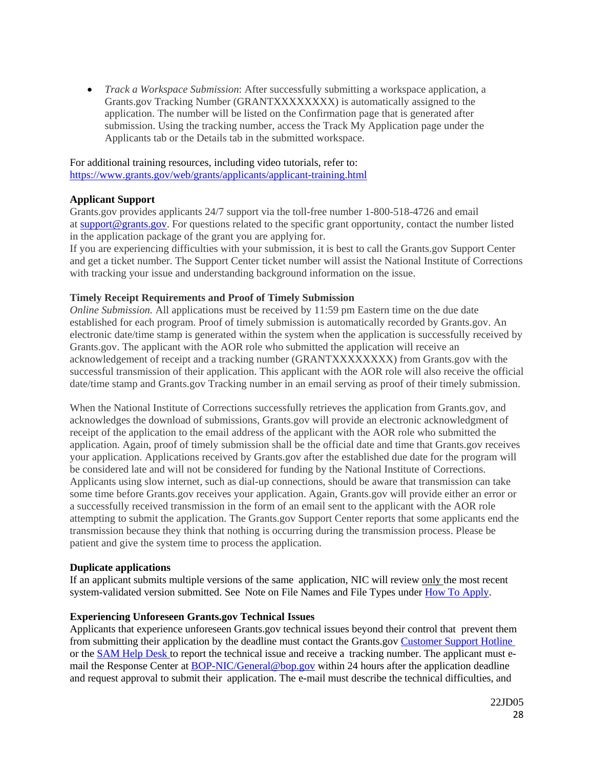- *Track a Workspace Submission*: After successfully submitting a workspace application, a Grants.gov Tracking Number (GRANTXXXXXXXX) is automatically assigned to the application. The number will be listed on the Confirmation page that is generated after submission. Using the tracking number, access the Track My Application page under the Applicants tab or the Details tab in the submitted workspace.

For additional training resources, including video tutorials, refer to: [https://www.grants.gov/web/grants/applicants/applicant-training.html](https://www.grants.gov/web/grants/applicants/applicant-training.html)

**Applicant Support**

Grants.gov provides applicants 24/7 support via the toll-free number 1-800-518-4726 and email at [support@grants.gov](mailto:support@grants.gov). For questions related to the specific grant opportunity, contact the number listed in the application package of the grant you are applying for.

If you are experiencing difficulties with your submission, it is best to call the Grants.gov Support Center and get a ticket number. The Support Center ticket number will assist the National Institute of Corrections with tracking your issue and understanding background information on the issue.

**Timely Receipt Requirements and Proof of Timely Submission**

*Online Submission.* All applications must be received by 11:59 pm Eastern time on the due date established for each program. Proof of timely submission is automatically recorded by Grants.gov. An electronic date/time stamp is generated within the system when the application is successfully received by Grants.gov. The applicant with the AOR role who submitted the application will receive an acknowledgement of receipt and a tracking number (GRANTXXXXXXXX) from Grants.gov with the successful transmission of their application. This applicant with the AOR role will also receive the official date/time stamp and Grants.gov Tracking number in an email serving as proof of their timely submission.

When the National Institute of Corrections successfully retrieves the application from Grants.gov, and acknowledges the download of submissions, Grants.gov will provide an electronic acknowledgment of receipt of the application to the email address of the applicant with the AOR role who submitted the application. Again, proof of timely submission shall be the official date and time that Grants.gov receives your application. Applications received by Grants.gov after the established due date for the program will be considered late and will not be considered for funding by the National Institute of Corrections. Applicants using slow internet, such as dial-up connections, should be aware that transmission can take some time before Grants.gov receives your application. Again, Grants.gov will provide either an error or a successfully received transmission in the form of an email sent to the applicant with the AOR role attempting to submit the application. The Grants.gov Support Center reports that some applicants end the transmission because they think that nothing is occurring during the transmission process. Please be patient and give the system time to process the application.

**Duplicate applications**

If an applicant submits multiple versions of the same application, NIC will review only the most recent system-validated version submitted. See Note on File Names and File Types under [How To Apply](#).

**Experiencing Unforeseen Grants.gov Technical Issues**

Applicants that experience unforeseen Grants.gov technical issues beyond their control that prevent them from submitting their application by the deadline must contact the Grants.gov [Customer Support Hotline](#) or the [SAM Help Desk](#) to report the technical issue and receive a tracking number. The applicant must e-mail the Response Center at [BOP-NIC/General@bop.gov](mailto:BOP-NIC/General@bop.gov) within 24 hours after the application deadline and request approval to submit their application. The e-mail must describe the technical difficulties, and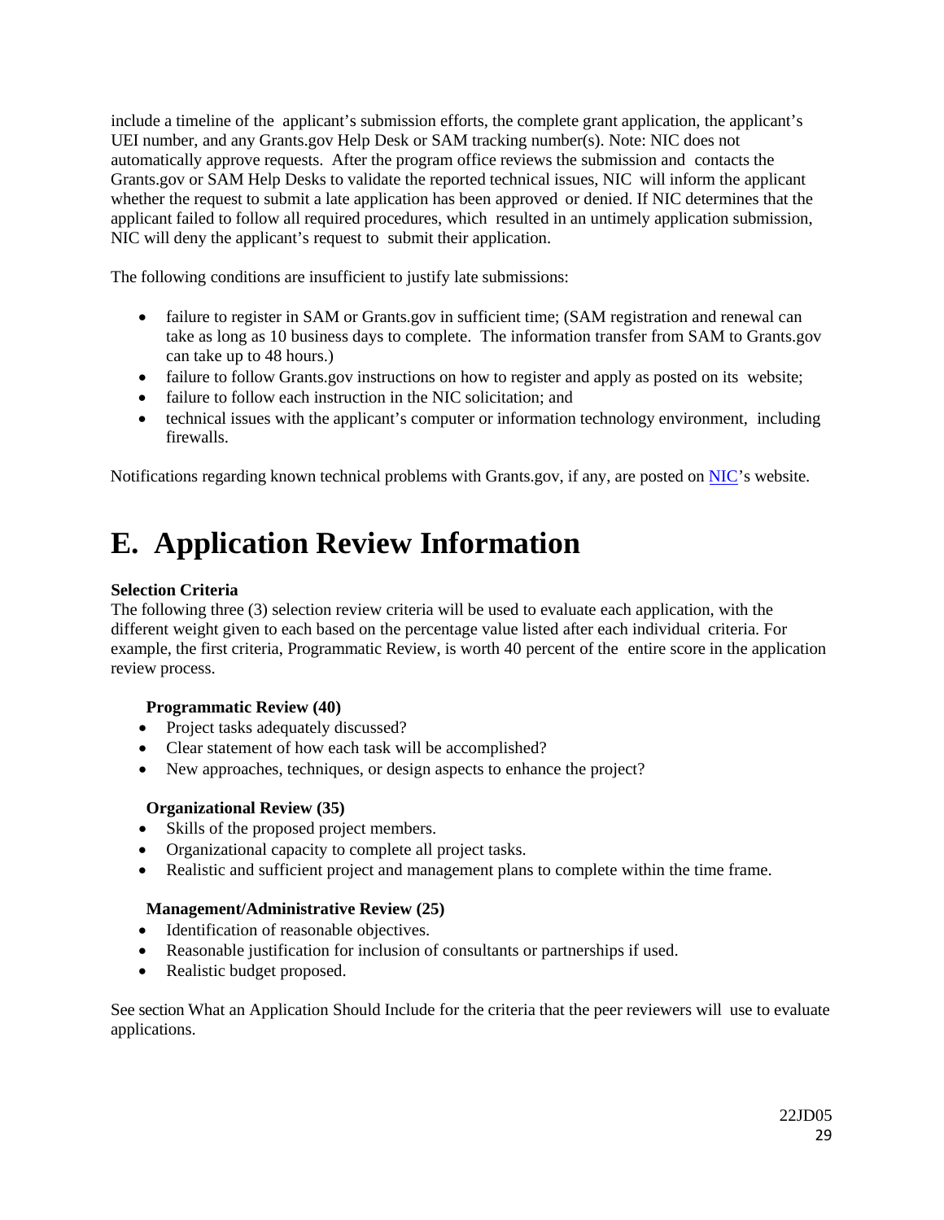include a timeline of the applicant's submission efforts, the complete grant application, the applicant's UEI number, and any Grants.gov Help Desk or SAM tracking number(s). Note: NIC does not automatically approve requests. After the program office reviews the submission and contacts the Grants.gov or SAM Help Desks to validate the reported technical issues, NIC will inform the applicant whether the request to submit a late application has been approved or denied. If NIC determines that the applicant failed to follow all required procedures, which resulted in an untimely application submission, NIC will deny the applicant's request to submit their application.

The following conditions are insufficient to justify late submissions:

- failure to register in SAM or Grants.gov in sufficient time; (SAM registration and renewal can take as long as 10 business days to complete. The information transfer from SAM to Grants.gov can take up to 48 hours.)
- failure to follow Grants.gov instructions on how to register and apply as posted on its website;
- failure to follow each instruction in the NIC solicitation; and
- technical issues with the applicant's computer or information technology environment, including firewalls.

Notifications regarding known technical problems with Grants.gov, if any, are posted on NIC's website.

# E. Application Review Information

**Selection Criteria**

The following three (3) selection review criteria will be used to evaluate each application, with the different weight given to each based on the percentage value listed after each individual criteria. For example, the first criteria, Programmatic Review, is worth 40 percent of the entire score in the application review process.

**Programmatic Review (40)**

- Project tasks adequately discussed?
- Clear statement of how each task will be accomplished?
- New approaches, techniques, or design aspects to enhance the project?

**Organizational Review (35)**

- Skills of the proposed project members.
- Organizational capacity to complete all project tasks.
- Realistic and sufficient project and management plans to complete within the time frame.

**Management/Administrative Review (25)**

- Identification of reasonable objectives.
- Reasonable justification for inclusion of consultants or partnerships if used.
- Realistic budget proposed.

See section What an Application Should Include for the criteria that the peer reviewers will use to evaluate applications.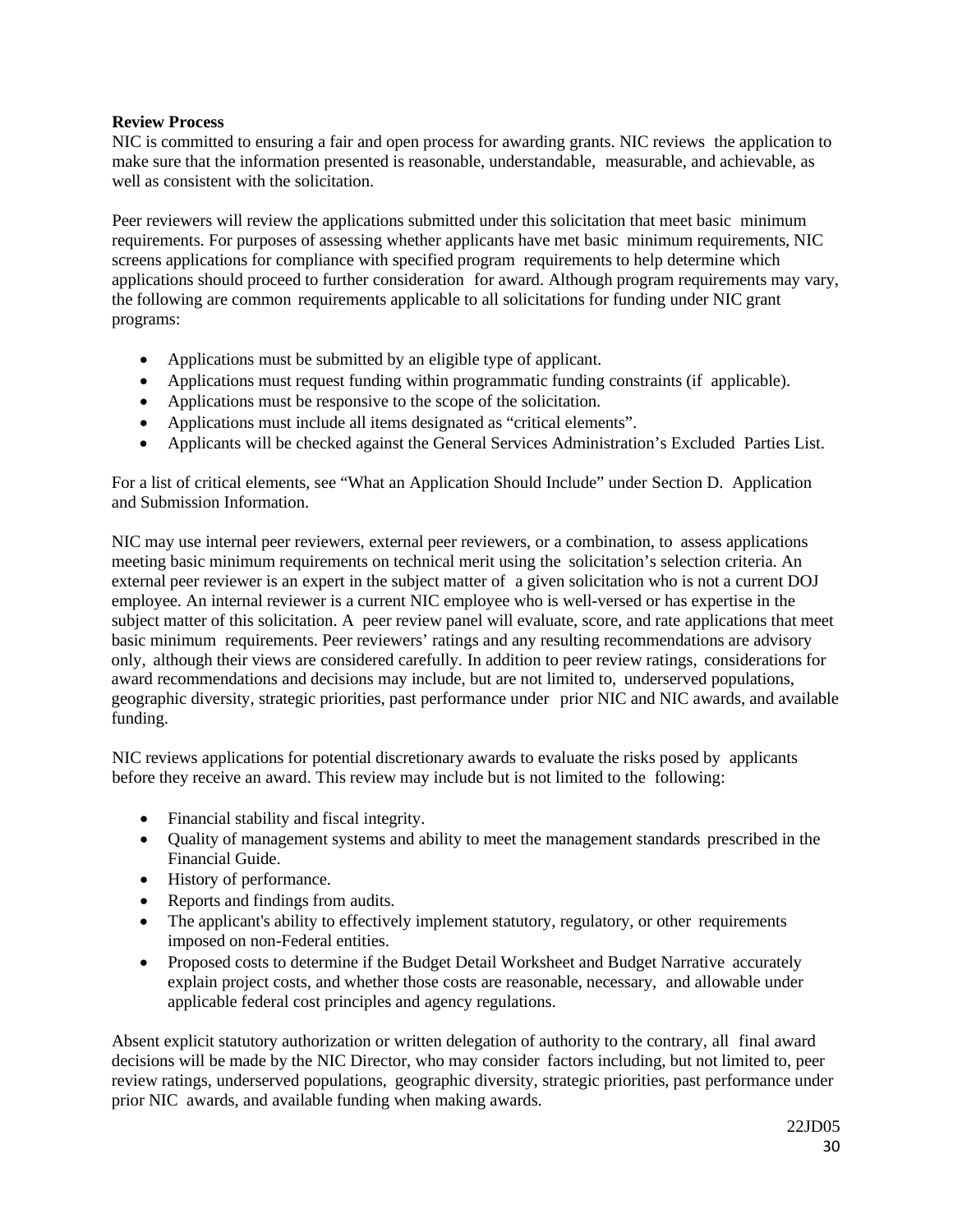**Review Process**

NIC is committed to ensuring a fair and open process for awarding grants. NIC reviews the application to make sure that the information presented is reasonable, understandable, measurable, and achievable, as well as consistent with the solicitation.

Peer reviewers will review the applications submitted under this solicitation that meet basic minimum requirements. For purposes of assessing whether applicants have met basic minimum requirements, NIC screens applications for compliance with specified program requirements to help determine which applications should proceed to further consideration for award. Although program requirements may vary, the following are common requirements applicable to all solicitations for funding under NIC grant programs:

- Applications must be submitted by an eligible type of applicant.
- Applications must request funding within programmatic funding constraints (if applicable).
- Applications must be responsive to the scope of the solicitation.
- Applications must include all items designated as "critical elements".
- Applicants will be checked against the General Services Administration's Excluded Parties List.

For a list of critical elements, see "What an Application Should Include" under Section D. Application and Submission Information.

NIC may use internal peer reviewers, external peer reviewers, or a combination, to assess applications meeting basic minimum requirements on technical merit using the solicitation's selection criteria. An external peer reviewer is an expert in the subject matter of a given solicitation who is not a current DOJ employee. An internal reviewer is a current NIC employee who is well-versed or has expertise in the subject matter of this solicitation. A peer review panel will evaluate, score, and rate applications that meet basic minimum requirements. Peer reviewers' ratings and any resulting recommendations are advisory only, although their views are considered carefully. In addition to peer review ratings, considerations for award recommendations and decisions may include, but are not limited to, underserved populations, geographic diversity, strategic priorities, past performance under prior NIC and NIC awards, and available funding.

NIC reviews applications for potential discretionary awards to evaluate the risks posed by applicants before they receive an award. This review may include but is not limited to the following:

- Financial stability and fiscal integrity.
- Quality of management systems and ability to meet the management standards prescribed in the Financial Guide.
- History of performance.
- Reports and findings from audits.
- The applicant's ability to effectively implement statutory, regulatory, or other requirements imposed on non-Federal entities.
- Proposed costs to determine if the Budget Detail Worksheet and Budget Narrative accurately explain project costs, and whether those costs are reasonable, necessary, and allowable under applicable federal cost principles and agency regulations.

Absent explicit statutory authorization or written delegation of authority to the contrary, all final award decisions will be made by the NIC Director, who may consider factors including, but not limited to, peer review ratings, underserved populations, geographic diversity, strategic priorities, past performance under prior NIC awards, and available funding when making awards.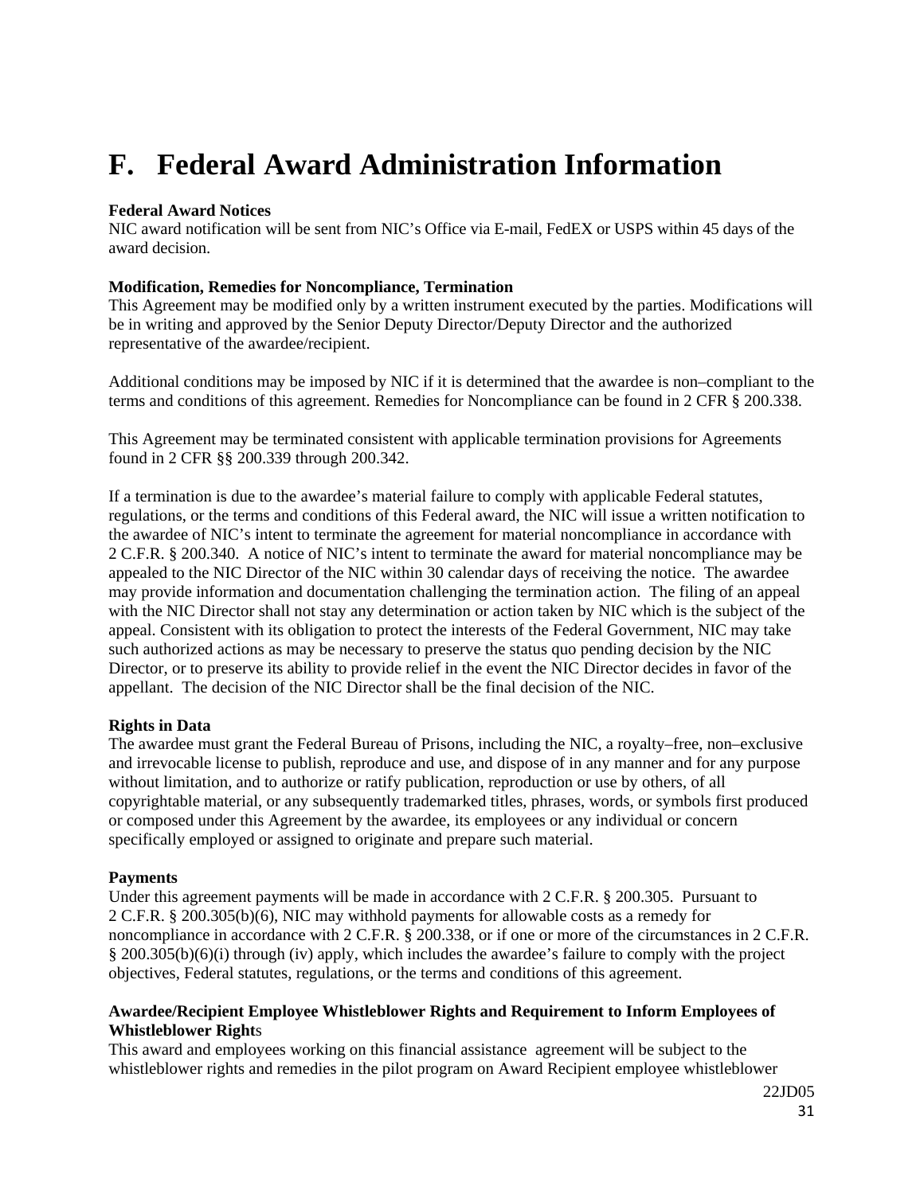# F. Federal Award Administration Information

**Federal Award Notices**
NIC award notification will be sent from NIC's Office via E-mail, FedEX or USPS within 45 days of the award decision.

**Modification, Remedies for Noncompliance, Termination**
This Agreement may be modified only by a written instrument executed by the parties. Modifications will be in writing and approved by the Senior Deputy Director/Deputy Director and the authorized representative of the awardee/recipient.

Additional conditions may be imposed by NIC if it is determined that the awardee is non–compliant to the terms and conditions of this agreement. Remedies for Noncompliance can be found in 2 CFR § 200.338.

This Agreement may be terminated consistent with applicable termination provisions for Agreements found in 2 CFR §§ 200.339 through 200.342.

If a termination is due to the awardee's material failure to comply with applicable Federal statutes, regulations, or the terms and conditions of this Federal award, the NIC will issue a written notification to the awardee of NIC's intent to terminate the agreement for material noncompliance in accordance with 2 C.F.R. § 200.340. A notice of NIC's intent to terminate the award for material noncompliance may be appealed to the NIC Director of the NIC within 30 calendar days of receiving the notice. The awardee may provide information and documentation challenging the termination action. The filing of an appeal with the NIC Director shall not stay any determination or action taken by NIC which is the subject of the appeal. Consistent with its obligation to protect the interests of the Federal Government, NIC may take such authorized actions as may be necessary to preserve the status quo pending decision by the NIC Director, or to preserve its ability to provide relief in the event the NIC Director decides in favor of the appellant. The decision of the NIC Director shall be the final decision of the NIC.

**Rights in Data**
The awardee must grant the Federal Bureau of Prisons, including the NIC, a royalty–free, non–exclusive and irrevocable license to publish, reproduce and use, and dispose of in any manner and for any purpose without limitation, and to authorize or ratify publication, reproduction or use by others, of all copyrightable material, or any subsequently trademarked titles, phrases, words, or symbols first produced or composed under this Agreement by the awardee, its employees or any individual or concern specifically employed or assigned to originate and prepare such material.

**Payments**
Under this agreement payments will be made in accordance with 2 C.F.R. § 200.305. Pursuant to 2 C.F.R. § 200.305(b)(6), NIC may withhold payments for allowable costs as a remedy for noncompliance in accordance with 2 C.F.R. § 200.338, or if one or more of the circumstances in 2 C.F.R. § 200.305(b)(6)(i) through (iv) apply, which includes the awardee's failure to comply with the project objectives, Federal statutes, regulations, or the terms and conditions of this agreement.

**Awardee/Recipient Employee Whistleblower Rights and Requirement to Inform Employees of Whistleblower Rights**
This award and employees working on this financial assistance agreement will be subject to the whistleblower rights and remedies in the pilot program on Award Recipient employee whistleblower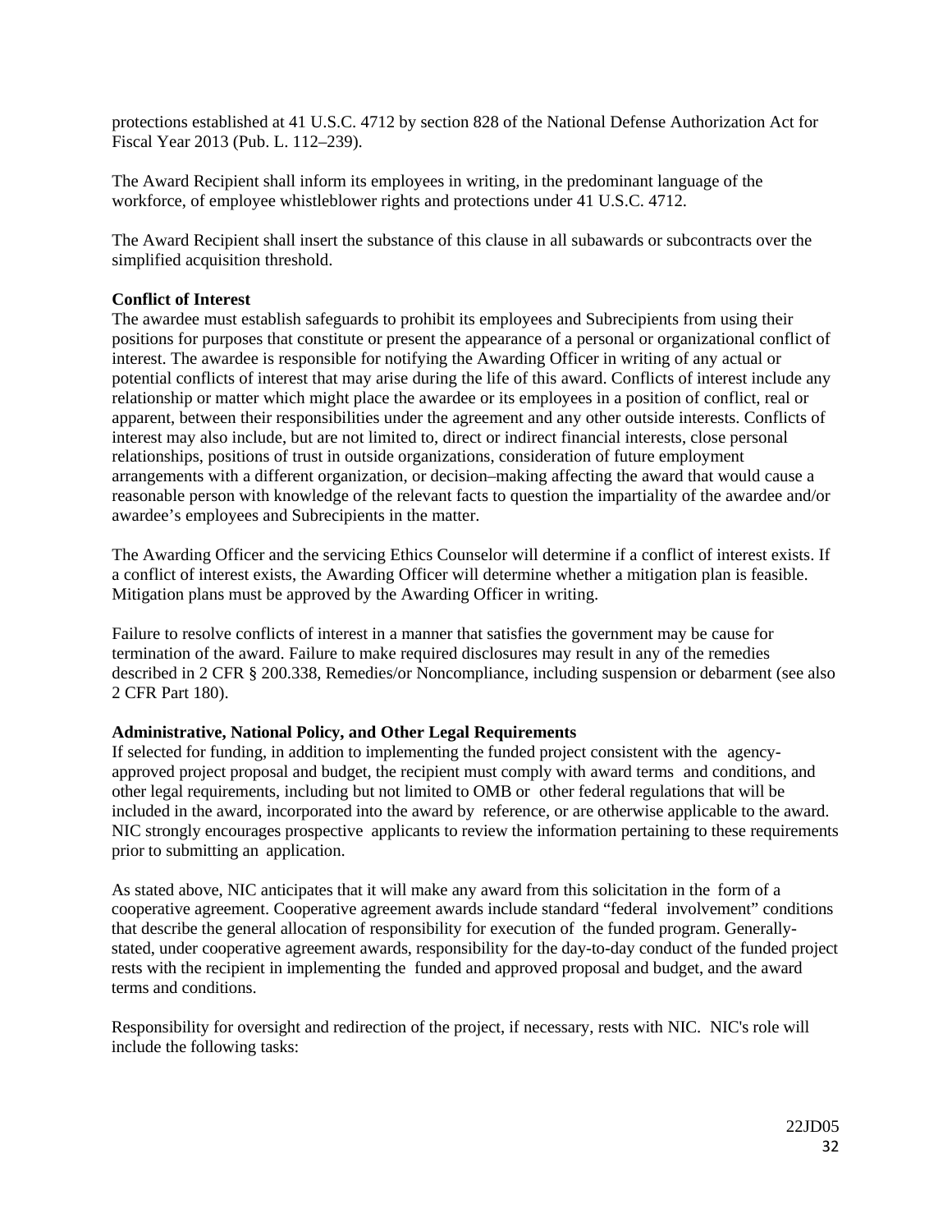protections established at 41 U.S.C. 4712 by section 828 of the National Defense Authorization Act for Fiscal Year 2013 (Pub. L. 112–239).

The Award Recipient shall inform its employees in writing, in the predominant language of the workforce, of employee whistleblower rights and protections under 41 U.S.C. 4712.

The Award Recipient shall insert the substance of this clause in all subawards or subcontracts over the simplified acquisition threshold.

**Conflict of Interest**

The awardee must establish safeguards to prohibit its employees and Subrecipients from using their positions for purposes that constitute or present the appearance of a personal or organizational conflict of interest. The awardee is responsible for notifying the Awarding Officer in writing of any actual or potential conflicts of interest that may arise during the life of this award. Conflicts of interest include any relationship or matter which might place the awardee or its employees in a position of conflict, real or apparent, between their responsibilities under the agreement and any other outside interests. Conflicts of interest may also include, but are not limited to, direct or indirect financial interests, close personal relationships, positions of trust in outside organizations, consideration of future employment arrangements with a different organization, or decision–making affecting the award that would cause a reasonable person with knowledge of the relevant facts to question the impartiality of the awardee and/or awardee's employees and Subrecipients in the matter.

The Awarding Officer and the servicing Ethics Counselor will determine if a conflict of interest exists. If a conflict of interest exists, the Awarding Officer will determine whether a mitigation plan is feasible. Mitigation plans must be approved by the Awarding Officer in writing.

Failure to resolve conflicts of interest in a manner that satisfies the government may be cause for termination of the award. Failure to make required disclosures may result in any of the remedies described in 2 CFR § 200.338, Remedies/or Noncompliance, including suspension or debarment (see also 2 CFR Part 180).

**Administrative, National Policy, and Other Legal Requirements**

If selected for funding, in addition to implementing the funded project consistent with the agency-approved project proposal and budget, the recipient must comply with award terms and conditions, and other legal requirements, including but not limited to OMB or other federal regulations that will be included in the award, incorporated into the award by reference, or are otherwise applicable to the award. NIC strongly encourages prospective applicants to review the information pertaining to these requirements prior to submitting an application.

As stated above, NIC anticipates that it will make any award from this solicitation in the form of a cooperative agreement. Cooperative agreement awards include standard "federal involvement" conditions that describe the general allocation of responsibility for execution of the funded program. Generally-stated, under cooperative agreement awards, responsibility for the day-to-day conduct of the funded project rests with the recipient in implementing the funded and approved proposal and budget, and the award terms and conditions.

Responsibility for oversight and redirection of the project, if necessary, rests with NIC. NIC's role will include the following tasks: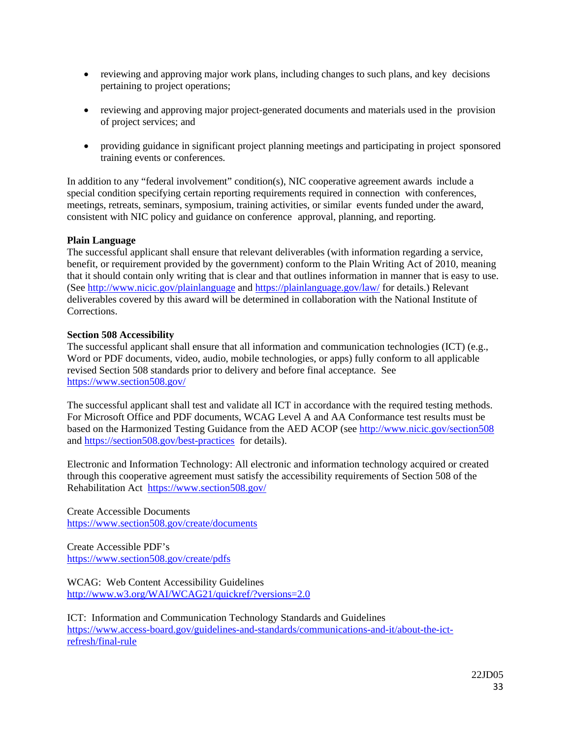- reviewing and approving major work plans, including changes to such plans, and key decisions pertaining to project operations;

- reviewing and approving major project-generated documents and materials used in the provision of project services; and

- providing guidance in significant project planning meetings and participating in project sponsored training events or conferences.

In addition to any "federal involvement" condition(s), NIC cooperative agreement awards include a special condition specifying certain reporting requirements required in connection with conferences, meetings, retreats, seminars, symposium, training activities, or similar events funded under the award, consistent with NIC policy and guidance on conference approval, planning, and reporting.

**Plain Language**

The successful applicant shall ensure that relevant deliverables (with information regarding a service, benefit, or requirement provided by the government) conform to the Plain Writing Act of 2010, meaning that it should contain only writing that is clear and that outlines information in manner that is easy to use. (See http://www.nicic.gov/plainlanguage and https://plainlanguage.gov/law/ for details.) Relevant deliverables covered by this award will be determined in collaboration with the National Institute of Corrections.

**Section 508 Accessibility**

The successful applicant shall ensure that all information and communication technologies (ICT) (e.g., Word or PDF documents, video, audio, mobile technologies, or apps) fully conform to all applicable revised Section 508 standards prior to delivery and before final acceptance. See https://www.section508.gov/

The successful applicant shall test and validate all ICT in accordance with the required testing methods. For Microsoft Office and PDF documents, WCAG Level A and AA Conformance test results must be based on the Harmonized Testing Guidance from the AED ACOP (see http://www.nicic.gov/section508 and https://section508.gov/best-practices for details).

Electronic and Information Technology: All electronic and information technology acquired or created through this cooperative agreement must satisfy the accessibility requirements of Section 508 of the Rehabilitation Act https://www.section508.gov/

Create Accessible Documents
https://www.section508.gov/create/documents

Create Accessible PDF's
https://www.section508.gov/create/pdfs

WCAG: Web Content Accessibility Guidelines
http://www.w3.org/WAI/WCAG21/quickref/?versions=2.0

ICT: Information and Communication Technology Standards and Guidelines
https://www.access-board.gov/guidelines-and-standards/communications-and-it/about-the-ict-refresh/final-rule

22JD05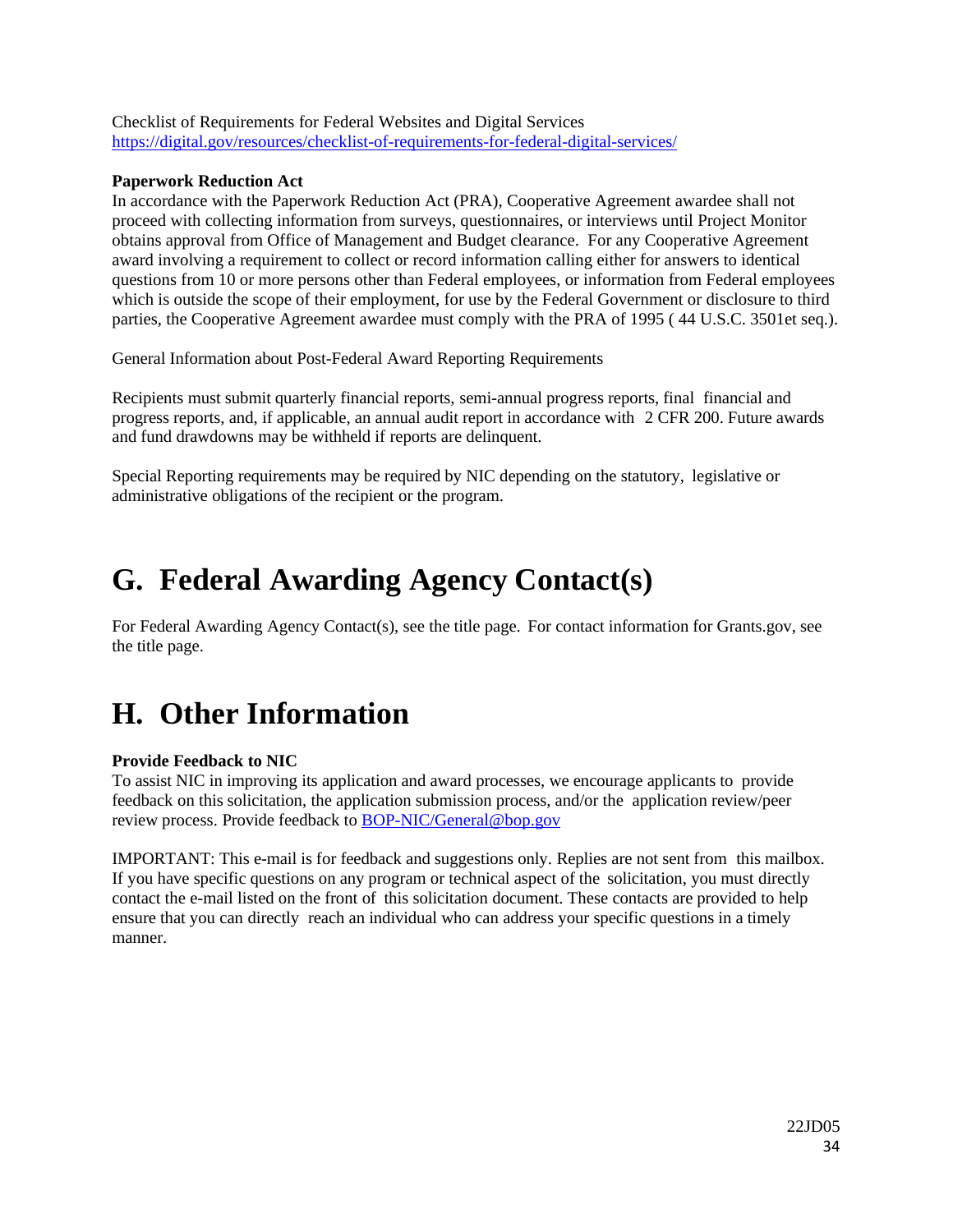Checklist of Requirements for Federal Websites and Digital Services
https://digital.gov/resources/checklist-of-requirements-for-federal-digital-services/

**Paperwork Reduction Act**
In accordance with the Paperwork Reduction Act (PRA), Cooperative Agreement awardee shall not proceed with collecting information from surveys, questionnaires, or interviews until Project Monitor obtains approval from Office of Management and Budget clearance. For any Cooperative Agreement award involving a requirement to collect or record information calling either for answers to identical questions from 10 or more persons other than Federal employees, or information from Federal employees which is outside the scope of their employment, for use by the Federal Government or disclosure to third parties, the Cooperative Agreement awardee must comply with the PRA of 1995 ( 44 U.S.C. 3501et seq.).

General Information about Post-Federal Award Reporting Requirements

Recipients must submit quarterly financial reports, semi-annual progress reports, final financial and progress reports, and, if applicable, an annual audit report in accordance with 2 CFR 200. Future awards and fund drawdowns may be withheld if reports are delinquent.

Special Reporting requirements may be required by NIC depending on the statutory, legislative or administrative obligations of the recipient or the program.

# G. Federal Awarding Agency Contact(s)

For Federal Awarding Agency Contact(s), see the title page. For contact information for Grants.gov, see the title page.

# H. Other Information

**Provide Feedback to NIC**
To assist NIC in improving its application and award processes, we encourage applicants to provide feedback on this solicitation, the application submission process, and/or the application review/peer review process. Provide feedback to BOP-NIC/General@bop.gov

IMPORTANT: This e-mail is for feedback and suggestions only. Replies are not sent from this mailbox. If you have specific questions on any program or technical aspect of the solicitation, you must directly contact the e-mail listed on the front of this solicitation document. These contacts are provided to help ensure that you can directly reach an individual who can address your specific questions in a timely manner.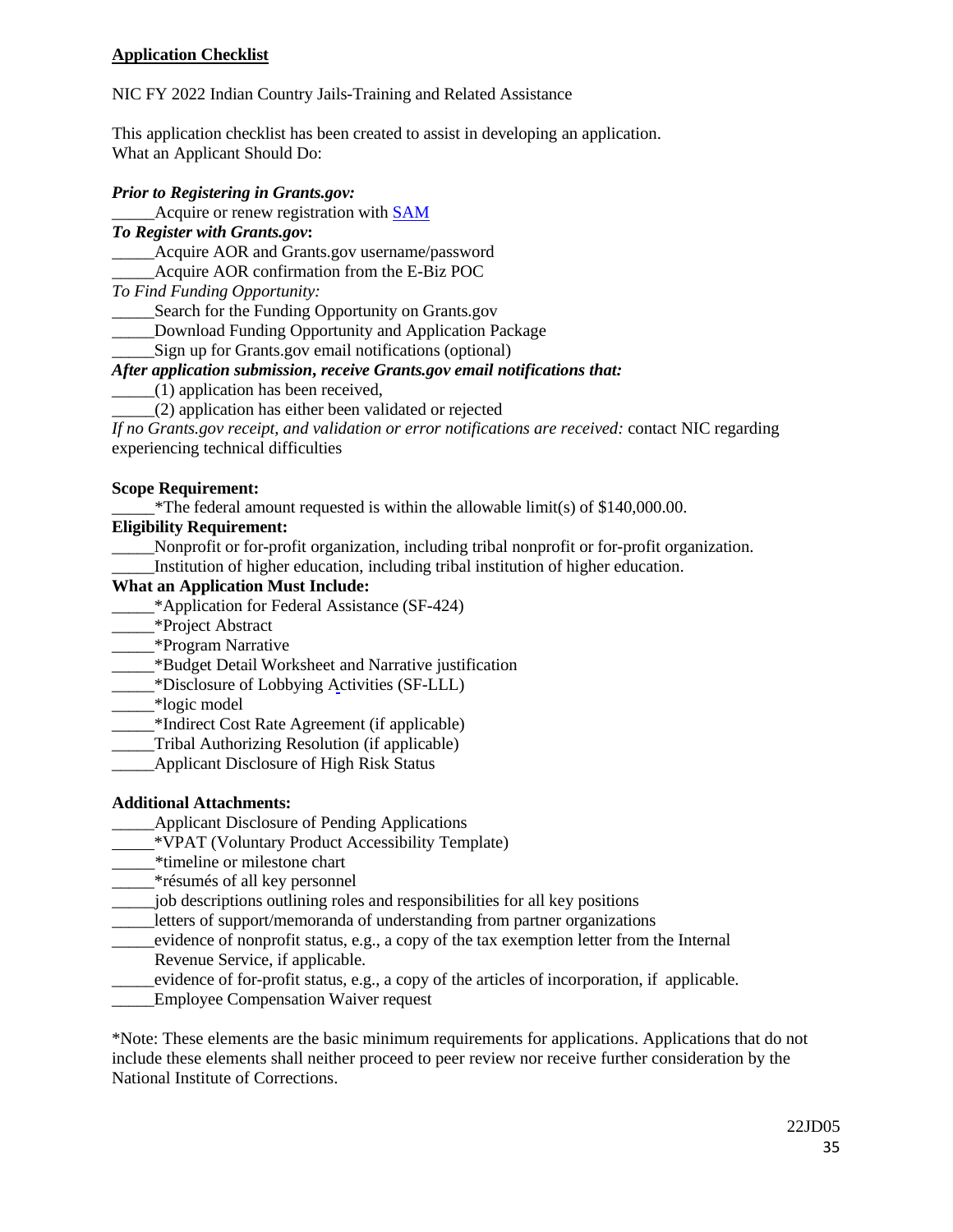**Application Checklist**

NIC FY 2022 Indian Country Jails-Training and Related Assistance

This application checklist has been created to assist in developing an application.
What an Applicant Should Do:

***Prior to Registering in Grants.gov:***

_____Acquire or renew registration with [SAM](SAM)

***To Register with Grants.gov*:**

_____Acquire AOR and Grants.gov username/password

_____Acquire AOR confirmation from the E-Biz POC

*To Find Funding Opportunity:*

_____Search for the Funding Opportunity on Grants.gov

_____Download Funding Opportunity and Application Package

_____Sign up for Grants.gov email notifications (optional)

***After application submission, receive Grants.gov email notifications that:***

_____(1) application has been received,

_____(2) application has either been validated or rejected

*If no Grants.gov receipt, and validation or error notifications are received:* contact NIC regarding experiencing technical difficulties

**Scope Requirement:**

_____*The federal amount requested is within the allowable limit(s) of $140,000.00.

**Eligibility Requirement:**

_____Nonprofit or for-profit organization, including tribal nonprofit or for-profit organization.

_____Institution of higher education, including tribal institution of higher education.

**What an Application Must Include:**

_____*Application for Federal Assistance (SF-424)

_____*Project Abstract

_____*Program Narrative

_____*Budget Detail Worksheet and Narrative justification

_____*Disclosure of Lobbying Activities (SF-LLL)

_____*logic model

_____*Indirect Cost Rate Agreement (if applicable)

_____Tribal Authorizing Resolution (if applicable)

_____Applicant Disclosure of High Risk Status

**Additional Attachments:**

_____Applicant Disclosure of Pending Applications

_____*VPAT (Voluntary Product Accessibility Template)

_____*timeline or milestone chart

_____*résumés of all key personnel

_____job descriptions outlining roles and responsibilities for all key positions

_____letters of support/memoranda of understanding from partner organizations

_____evidence of nonprofit status, e.g., a copy of the tax exemption letter from the Internal Revenue Service, if applicable.

_____evidence of for-profit status, e.g., a copy of the articles of incorporation, if applicable.

_____Employee Compensation Waiver request

*Note: These elements are the basic minimum requirements for applications. Applications that do not include these elements shall neither proceed to peer review nor receive further consideration by the National Institute of Corrections.

22JD05